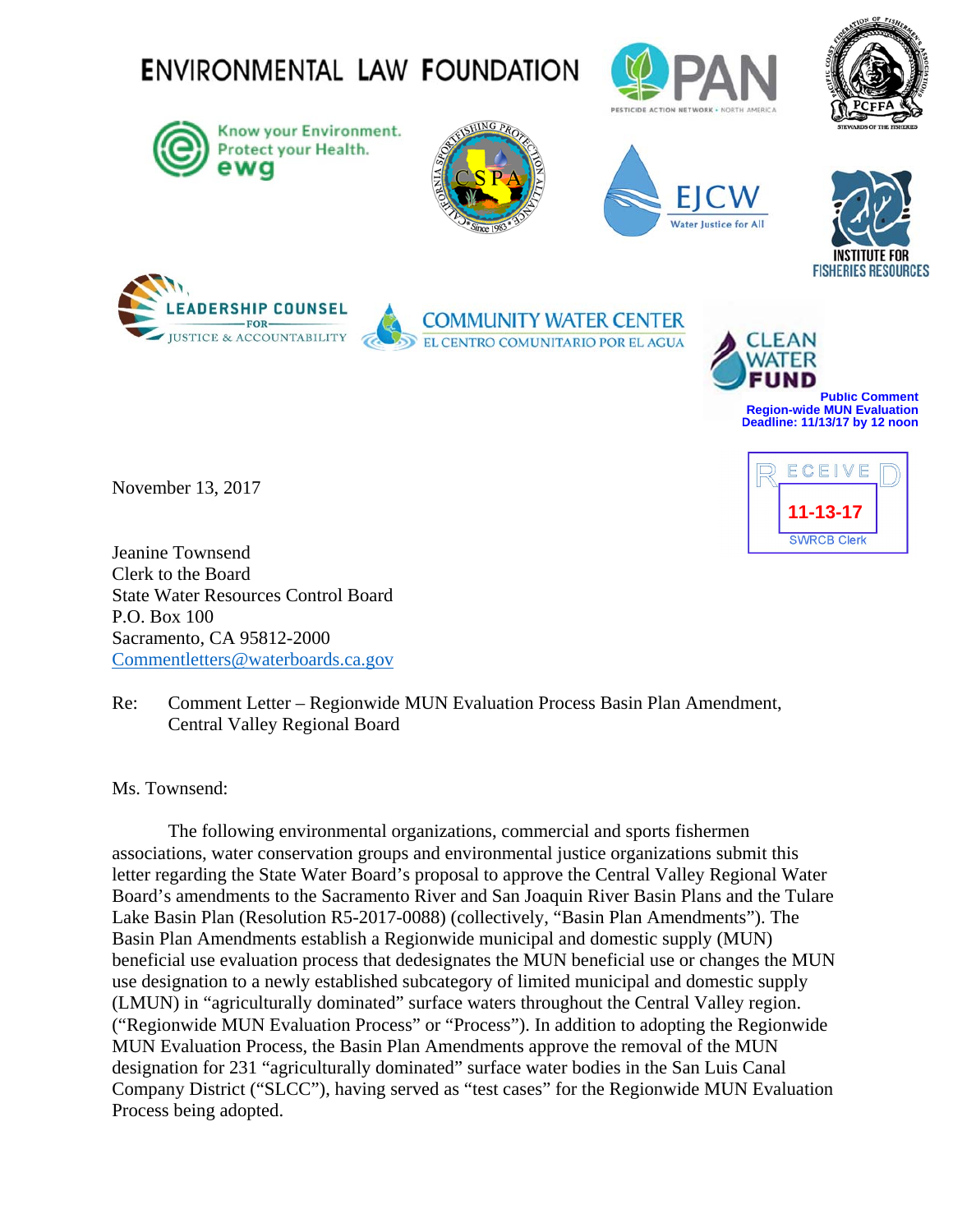ENVIRONMENTAL LAW FOUNDATION

PAN PESTICIDE ACTION NETWORK • NORTH AMERICA

PCFFA STEWARDS OF THE FISHERIES

Know your Environment. Protect your Health. ewg

CSPA

EJCW Water Justice for All

INSTITUTE FOR FISHERIES RESOURCES

LEADERSHIP COUNSEL FOR JUSTICE & ACCOUNTABILITY

COMMUNITY WATER CENTER EL CENTRO COMUNITARIO POR EL AGUA

CLEAN WATER FUND

**Public Comment**
**Region-wide MUN Evaluation**
**Deadline: 11/13/17 by 12 noon**

RECEIVED
11-13-17
SWRCB Clerk

November 13, 2017

Jeanine Townsend
Clerk to the Board
State Water Resources Control Board
P.O. Box 100
Sacramento, CA 95812-2000
Commentletters@waterboards.ca.gov

Re: Comment Letter – Regionwide MUN Evaluation Process Basin Plan Amendment, Central Valley Regional Board

Ms. Townsend:

The following environmental organizations, commercial and sports fishermen associations, water conservation groups and environmental justice organizations submit this letter regarding the State Water Board's proposal to approve the Central Valley Regional Water Board's amendments to the Sacramento River and San Joaquin River Basin Plans and the Tulare Lake Basin Plan (Resolution R5-2017-0088) (collectively, "Basin Plan Amendments"). The Basin Plan Amendments establish a Regionwide municipal and domestic supply (MUN) beneficial use evaluation process that dedesignates the MUN beneficial use or changes the MUN use designation to a newly established subcategory of limited municipal and domestic supply (LMUN) in "agriculturally dominated" surface waters throughout the Central Valley region. ("Regionwide MUN Evaluation Process" or "Process"). In addition to adopting the Regionwide MUN Evaluation Process, the Basin Plan Amendments approve the removal of the MUN designation for 231 "agriculturally dominated" surface water bodies in the San Luis Canal Company District ("SLCC"), having served as "test cases" for the Regionwide MUN Evaluation Process being adopted.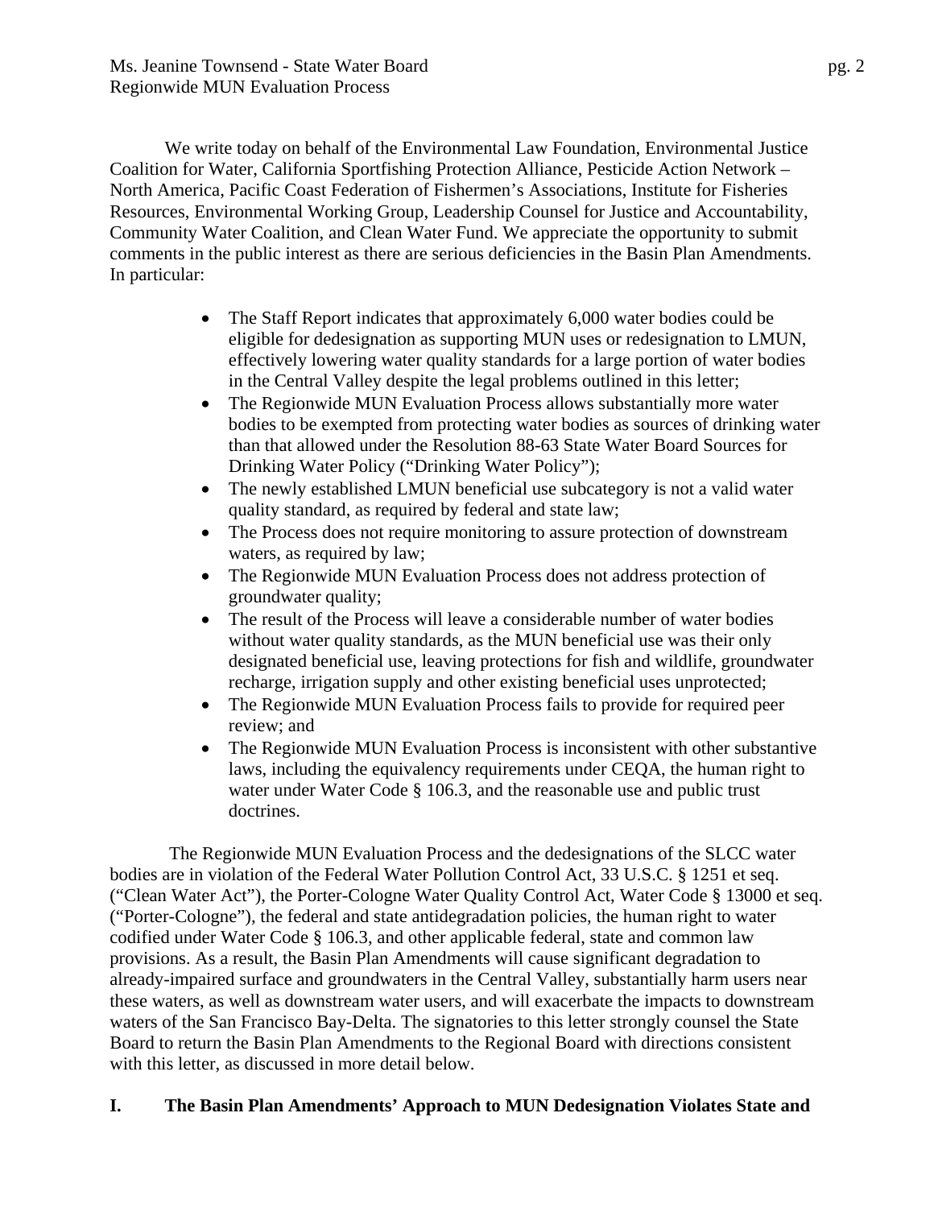We write today on behalf of the Environmental Law Foundation, Environmental Justice Coalition for Water, California Sportfishing Protection Alliance, Pesticide Action Network – North America, Pacific Coast Federation of Fishermen's Associations, Institute for Fisheries Resources, Environmental Working Group, Leadership Counsel for Justice and Accountability, Community Water Coalition, and Clean Water Fund. We appreciate the opportunity to submit comments in the public interest as there are serious deficiencies in the Basin Plan Amendments. In particular:

- The Staff Report indicates that approximately 6,000 water bodies could be eligible for dedesignation as supporting MUN uses or redesignation to LMUN, effectively lowering water quality standards for a large portion of water bodies in the Central Valley despite the legal problems outlined in this letter;
- The Regionwide MUN Evaluation Process allows substantially more water bodies to be exempted from protecting water bodies as sources of drinking water than that allowed under the Resolution 88-63 State Water Board Sources for Drinking Water Policy ("Drinking Water Policy");
- The newly established LMUN beneficial use subcategory is not a valid water quality standard, as required by federal and state law;
- The Process does not require monitoring to assure protection of downstream waters, as required by law;
- The Regionwide MUN Evaluation Process does not address protection of groundwater quality;
- The result of the Process will leave a considerable number of water bodies without water quality standards, as the MUN beneficial use was their only designated beneficial use, leaving protections for fish and wildlife, groundwater recharge, irrigation supply and other existing beneficial uses unprotected;
- The Regionwide MUN Evaluation Process fails to provide for required peer review; and
- The Regionwide MUN Evaluation Process is inconsistent with other substantive laws, including the equivalency requirements under CEQA, the human right to water under Water Code § 106.3, and the reasonable use and public trust doctrines.

The Regionwide MUN Evaluation Process and the dedesignations of the SLCC water bodies are in violation of the Federal Water Pollution Control Act, 33 U.S.C. § 1251 et seq. ("Clean Water Act"), the Porter-Cologne Water Quality Control Act, Water Code § 13000 et seq. ("Porter-Cologne"), the federal and state antidegradation policies, the human right to water codified under Water Code § 106.3, and other applicable federal, state and common law provisions. As a result, the Basin Plan Amendments will cause significant degradation to already-impaired surface and groundwaters in the Central Valley, substantially harm users near these waters, as well as downstream water users, and will exacerbate the impacts to downstream waters of the San Francisco Bay-Delta. The signatories to this letter strongly counsel the State Board to return the Basin Plan Amendments to the Regional Board with directions consistent with this letter, as discussed in more detail below.

# I. The Basin Plan Amendments' Approach to MUN Dedesignation Violates State and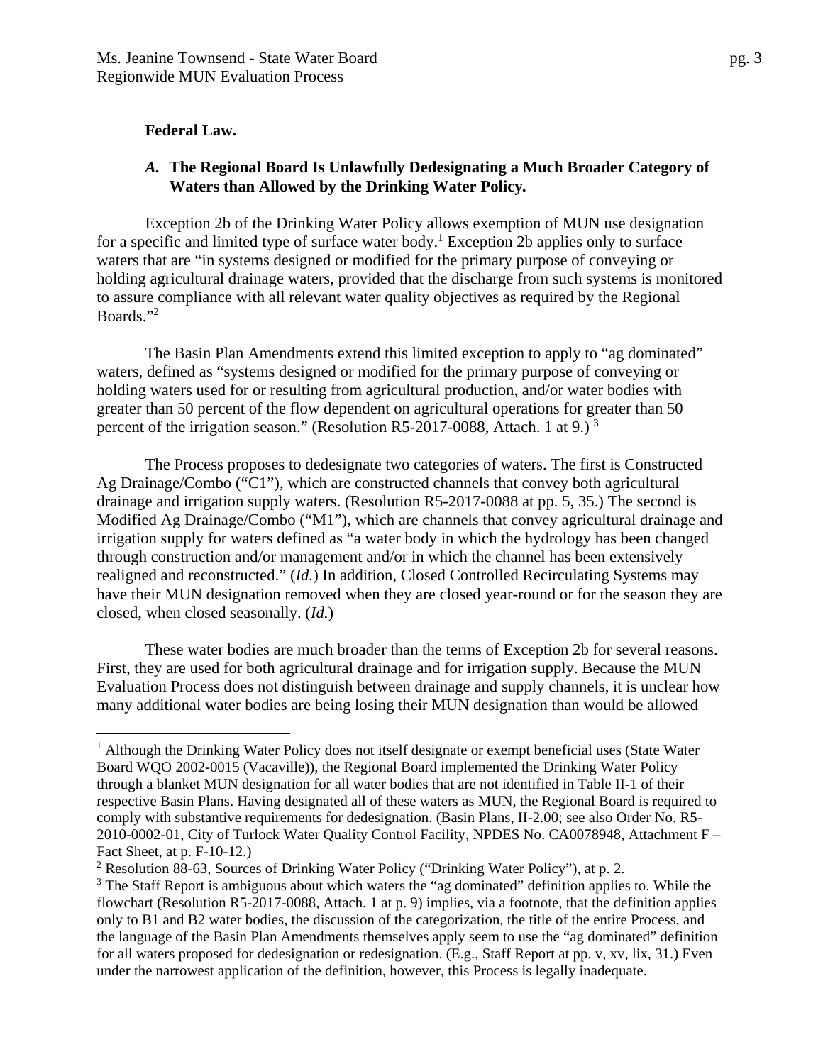**Federal Law.**

### *A.* The Regional Board Is Unlawfully Dedesignating a Much Broader Category of Waters than Allowed by the Drinking Water Policy.

Exception 2b of the Drinking Water Policy allows exemption of MUN use designation for a specific and limited type of surface water body.[1] Exception 2b applies only to surface waters that are "in systems designed or modified for the primary purpose of conveying or holding agricultural drainage waters, provided that the discharge from such systems is monitored to assure compliance with all relevant water quality objectives as required by the Regional Boards."[2]

The Basin Plan Amendments extend this limited exception to apply to "ag dominated" waters, defined as "systems designed or modified for the primary purpose of conveying or holding waters used for or resulting from agricultural production, and/or water bodies with greater than 50 percent of the flow dependent on agricultural operations for greater than 50 percent of the irrigation season." (Resolution R5-2017-0088, Attach. 1 at 9.) [3]

The Process proposes to dedesignate two categories of waters. The first is Constructed Ag Drainage/Combo ("C1"), which are constructed channels that convey both agricultural drainage and irrigation supply waters. (Resolution R5-2017-0088 at pp. 5, 35.) The second is Modified Ag Drainage/Combo ("M1"), which are channels that convey agricultural drainage and irrigation supply for waters defined as "a water body in which the hydrology has been changed through construction and/or management and/or in which the channel has been extensively realigned and reconstructed." (*Id.*) In addition, Closed Controlled Recirculating Systems may have their MUN designation removed when they are closed year-round or for the season they are closed, when closed seasonally. (*Id.*)

These water bodies are much broader than the terms of Exception 2b for several reasons. First, they are used for both agricultural drainage and for irrigation supply. Because the MUN Evaluation Process does not distinguish between drainage and supply channels, it is unclear how many additional water bodies are being losing their MUN designation than would be allowed

---

[1] Although the Drinking Water Policy does not itself designate or exempt beneficial uses (State Water Board WQO 2002-0015 (Vacaville)), the Regional Board implemented the Drinking Water Policy through a blanket MUN designation for all water bodies that are not identified in Table II-1 of their respective Basin Plans. Having designated all of these waters as MUN, the Regional Board is required to comply with substantive requirements for dedesignation. (Basin Plans, II-2.00; see also Order No. R5-2010-0002-01, City of Turlock Water Quality Control Facility, NPDES No. CA0078948, Attachment F – Fact Sheet, at p. F-10-12.)

[2] Resolution 88-63, Sources of Drinking Water Policy ("Drinking Water Policy"), at p. 2.

[3] The Staff Report is ambiguous about which waters the "ag dominated" definition applies to. While the flowchart (Resolution R5-2017-0088, Attach. 1 at p. 9) implies, via a footnote, that the definition applies only to B1 and B2 water bodies, the discussion of the categorization, the title of the entire Process, and the language of the Basin Plan Amendments themselves apply seem to use the "ag dominated" definition for all waters proposed for dedesignation or redesignation. (E.g., Staff Report at pp. v, xv, lix, 31.) Even under the narrowest application of the definition, however, this Process is legally inadequate.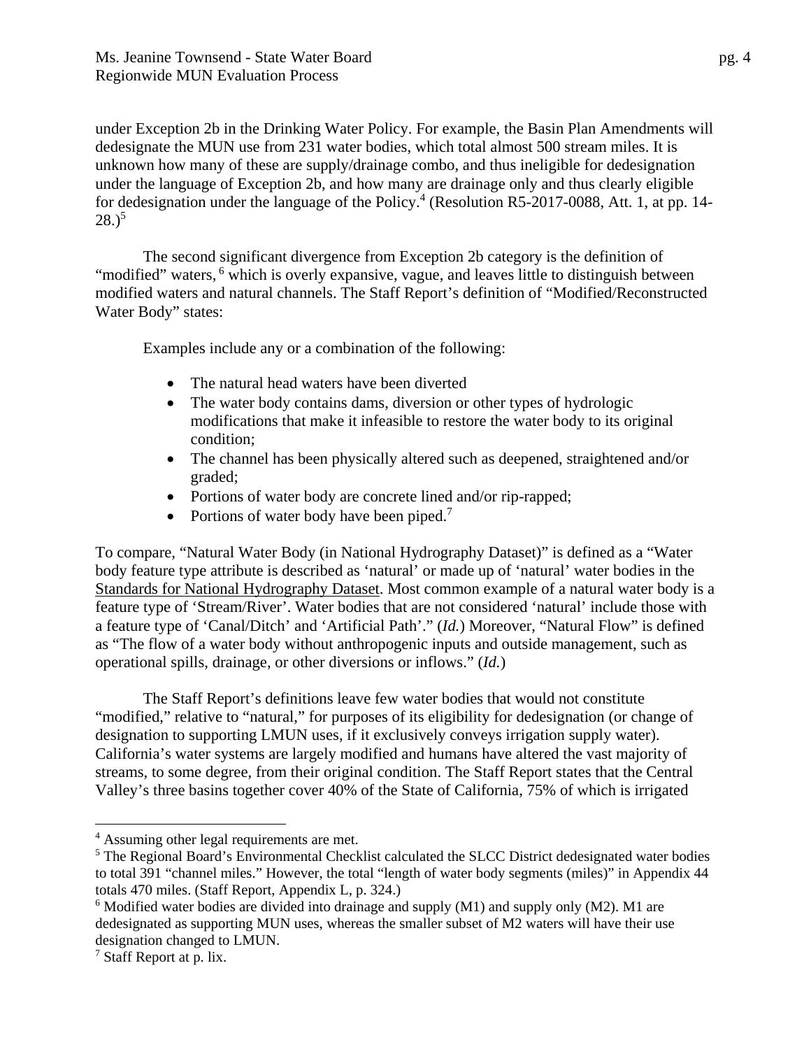under Exception 2b in the Drinking Water Policy. For example, the Basin Plan Amendments will dedesignate the MUN use from 231 water bodies, which total almost 500 stream miles. It is unknown how many of these are supply/drainage combo, and thus ineligible for dedesignation under the language of Exception 2b, and how many are drainage only and thus clearly eligible for dedesignation under the language of the Policy.[4] (Resolution R5-2017-0088, Att. 1, at pp. 14-28.)[5]

The second significant divergence from Exception 2b category is the definition of "modified" waters,[6] which is overly expansive, vague, and leaves little to distinguish between modified waters and natural channels. The Staff Report's definition of "Modified/Reconstructed Water Body" states:

> Examples include any or a combination of the following:
>
> - The natural head waters have been diverted
> - The water body contains dams, diversion or other types of hydrologic modifications that make it infeasible to restore the water body to its original condition;
> - The channel has been physically altered such as deepened, straightened and/or graded;
> - Portions of water body are concrete lined and/or rip-rapped;
> - Portions of water body have been piped.[7]

To compare, "Natural Water Body (in National Hydrography Dataset)" is defined as a "Water body feature type attribute is described as 'natural' or made up of 'natural' water bodies in the Standards for National Hydrography Dataset. Most common example of a natural water body is a feature type of 'Stream/River'. Water bodies that are not considered 'natural' include those with a feature type of 'Canal/Ditch' and 'Artificial Path'." (*Id.*) Moreover, "Natural Flow" is defined as "The flow of a water body without anthropogenic inputs and outside management, such as operational spills, drainage, or other diversions or inflows." (*Id.*)

The Staff Report's definitions leave few water bodies that would not constitute "modified," relative to "natural," for purposes of its eligibility for dedesignation (or change of designation to supporting LMUN uses, if it exclusively conveys irrigation supply water). California's water systems are largely modified and humans have altered the vast majority of streams, to some degree, from their original condition. The Staff Report states that the Central Valley's three basins together cover 40% of the State of California, 75% of which is irrigated

---

[4] Assuming other legal requirements are met.

[5] The Regional Board's Environmental Checklist calculated the SLCC District dedesignated water bodies to total 391 "channel miles." However, the total "length of water body segments (miles)" in Appendix 44 totals 470 miles. (Staff Report, Appendix L, p. 324.)

[6] Modified water bodies are divided into drainage and supply (M1) and supply only (M2). M1 are dedesignated as supporting MUN uses, whereas the smaller subset of M2 waters will have their use designation changed to LMUN.

[7] Staff Report at p. lix.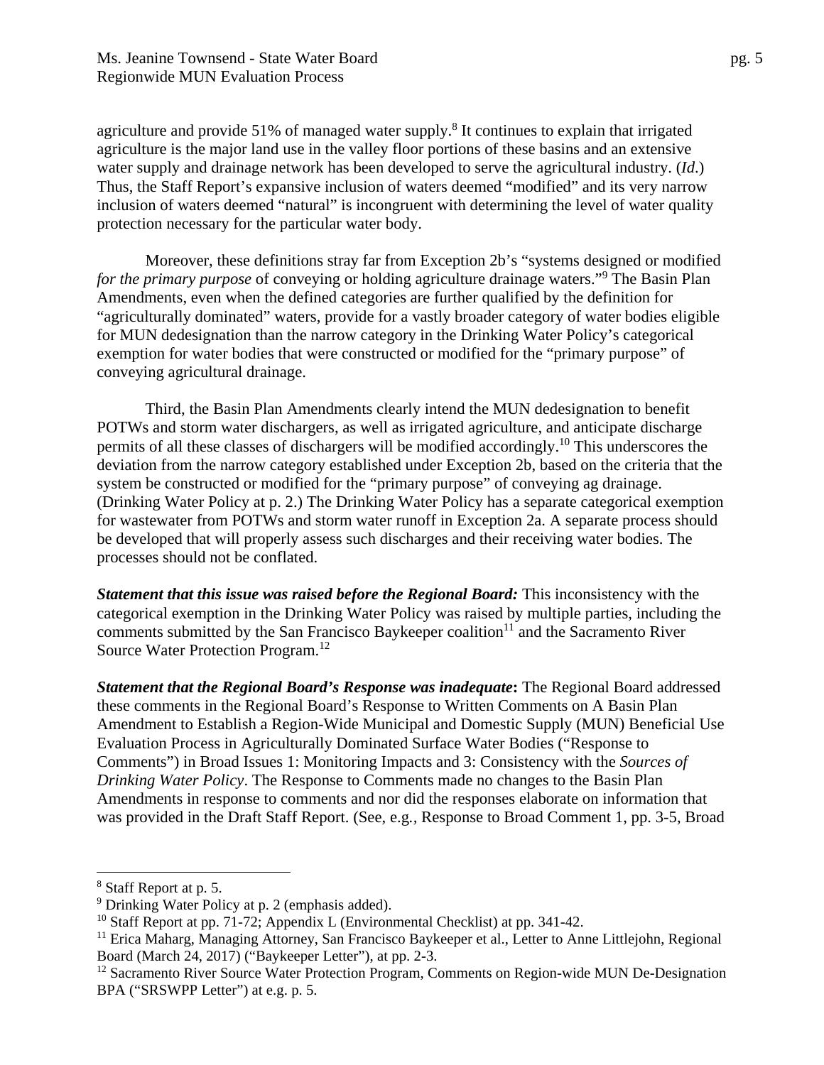agriculture and provide 51% of managed water supply.[8] It continues to explain that irrigated agriculture is the major land use in the valley floor portions of these basins and an extensive water supply and drainage network has been developed to serve the agricultural industry. (*Id*.) Thus, the Staff Report's expansive inclusion of waters deemed "modified" and its very narrow inclusion of waters deemed "natural" is incongruent with determining the level of water quality protection necessary for the particular water body.

Moreover, these definitions stray far from Exception 2b's "systems designed or modified *for the primary purpose* of conveying or holding agriculture drainage waters."[9] The Basin Plan Amendments, even when the defined categories are further qualified by the definition for "agriculturally dominated" waters, provide for a vastly broader category of water bodies eligible for MUN dedesignation than the narrow category in the Drinking Water Policy's categorical exemption for water bodies that were constructed or modified for the "primary purpose" of conveying agricultural drainage.

Third, the Basin Plan Amendments clearly intend the MUN dedesignation to benefit POTWs and storm water dischargers, as well as irrigated agriculture, and anticipate discharge permits of all these classes of dischargers will be modified accordingly.[10] This underscores the deviation from the narrow category established under Exception 2b, based on the criteria that the system be constructed or modified for the "primary purpose" of conveying ag drainage. (Drinking Water Policy at p. 2.) The Drinking Water Policy has a separate categorical exemption for wastewater from POTWs and storm water runoff in Exception 2a. A separate process should be developed that will properly assess such discharges and their receiving water bodies. The processes should not be conflated.

***Statement that this issue was raised before the Regional Board:*** This inconsistency with the categorical exemption in the Drinking Water Policy was raised by multiple parties, including the comments submitted by the San Francisco Baykeeper coalition[11] and the Sacramento River Source Water Protection Program.[12]

***Statement that the Regional Board's Response was inadequate*:** The Regional Board addressed these comments in the Regional Board's Response to Written Comments on A Basin Plan Amendment to Establish a Region-Wide Municipal and Domestic Supply (MUN) Beneficial Use Evaluation Process in Agriculturally Dominated Surface Water Bodies ("Response to Comments") in Broad Issues 1: Monitoring Impacts and 3: Consistency with the *Sources of Drinking Water Policy*. The Response to Comments made no changes to the Basin Plan Amendments in response to comments and nor did the responses elaborate on information that was provided in the Draft Staff Report. (See, e.g., Response to Broad Comment 1, pp. 3-5, Broad

---

[8] Staff Report at p. 5.

[9] Drinking Water Policy at p. 2 (emphasis added).

[10] Staff Report at pp. 71-72; Appendix L (Environmental Checklist) at pp. 341-42.

[11] Erica Maharg, Managing Attorney, San Francisco Baykeeper et al., Letter to Anne Littlejohn, Regional Board (March 24, 2017) ("Baykeeper Letter"), at pp. 2-3.

[12] Sacramento River Source Water Protection Program, Comments on Region-wide MUN De-Designation BPA ("SRSWPP Letter") at e.g. p. 5.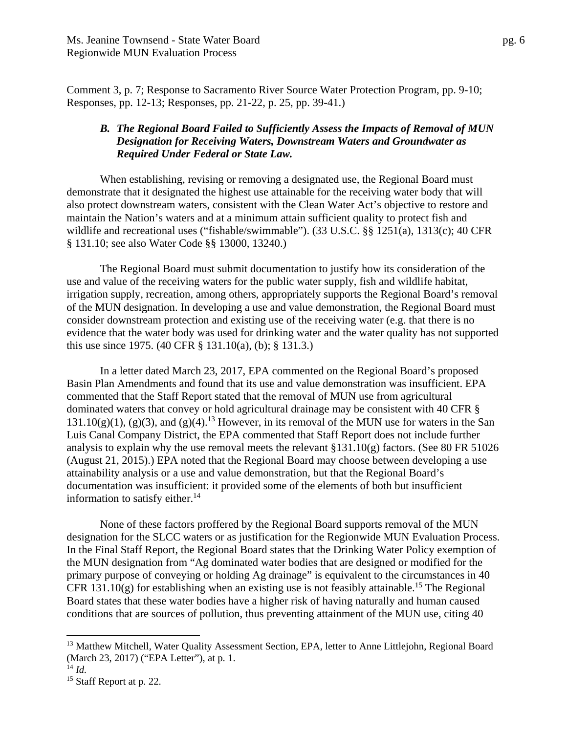Comment 3, p. 7; Response to Sacramento River Source Water Protection Program, pp. 9-10; Responses, pp. 12-13; Responses, pp. 21-22, p. 25, pp. 39-41.)

### *B. The Regional Board Failed to Sufficiently Assess the Impacts of Removal of MUN Designation for Receiving Waters, Downstream Waters and Groundwater as Required Under Federal or State Law.*

When establishing, revising or removing a designated use, the Regional Board must demonstrate that it designated the highest use attainable for the receiving water body that will also protect downstream waters, consistent with the Clean Water Act's objective to restore and maintain the Nation's waters and at a minimum attain sufficient quality to protect fish and wildlife and recreational uses ("fishable/swimmable"). (33 U.S.C. §§ 1251(a), 1313(c); 40 CFR § 131.10; see also Water Code §§ 13000, 13240.)

The Regional Board must submit documentation to justify how its consideration of the use and value of the receiving waters for the public water supply, fish and wildlife habitat, irrigation supply, recreation, among others, appropriately supports the Regional Board's removal of the MUN designation. In developing a use and value demonstration, the Regional Board must consider downstream protection and existing use of the receiving water (e.g. that there is no evidence that the water body was used for drinking water and the water quality has not supported this use since 1975. (40 CFR § 131.10(a), (b); § 131.3.)

In a letter dated March 23, 2017, EPA commented on the Regional Board's proposed Basin Plan Amendments and found that its use and value demonstration was insufficient. EPA commented that the Staff Report stated that the removal of MUN use from agricultural dominated waters that convey or hold agricultural drainage may be consistent with 40 CFR § 131.10(g)(1), (g)(3), and (g)(4).[13] However, in its removal of the MUN use for waters in the San Luis Canal Company District, the EPA commented that Staff Report does not include further analysis to explain why the use removal meets the relevant §131.10(g) factors. (See 80 FR 51026 (August 21, 2015).) EPA noted that the Regional Board may choose between developing a use attainability analysis or a use and value demonstration, but that the Regional Board's documentation was insufficient: it provided some of the elements of both but insufficient information to satisfy either.[14]

None of these factors proffered by the Regional Board supports removal of the MUN designation for the SLCC waters or as justification for the Regionwide MUN Evaluation Process. In the Final Staff Report, the Regional Board states that the Drinking Water Policy exemption of the MUN designation from "Ag dominated water bodies that are designed or modified for the primary purpose of conveying or holding Ag drainage" is equivalent to the circumstances in 40 CFR 131.10(g) for establishing when an existing use is not feasibly attainable.[15] The Regional Board states that these water bodies have a higher risk of having naturally and human caused conditions that are sources of pollution, thus preventing attainment of the MUN use, citing 40

---

[13] Matthew Mitchell, Water Quality Assessment Section, EPA, letter to Anne Littlejohn, Regional Board (March 23, 2017) ("EPA Letter"), at p. 1.

[14] *Id.*

[15] Staff Report at p. 22.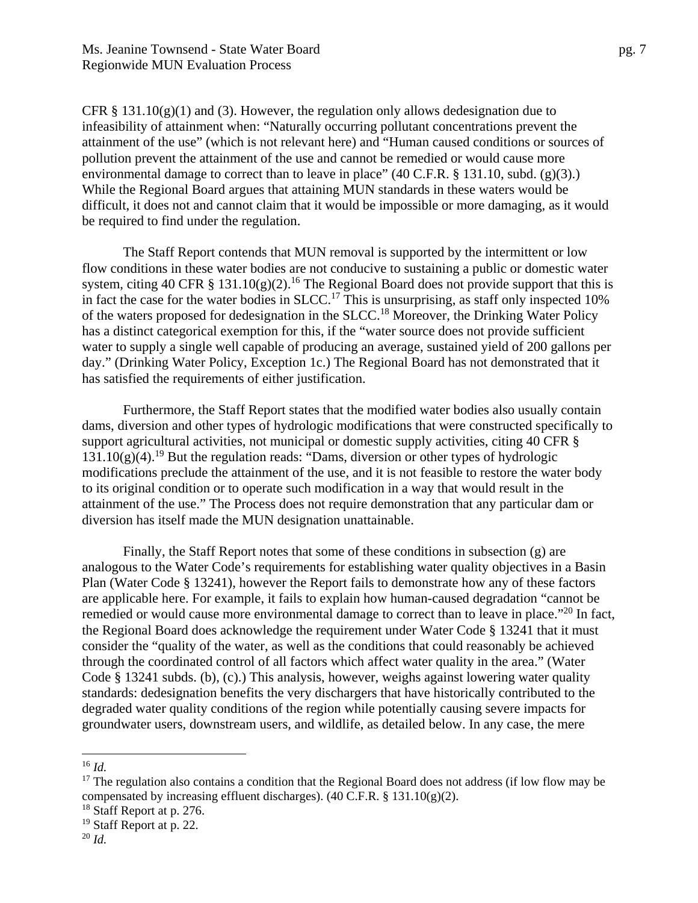CFR § 131.10(g)(1) and (3). However, the regulation only allows dedesignation due to infeasibility of attainment when: "Naturally occurring pollutant concentrations prevent the attainment of the use" (which is not relevant here) and "Human caused conditions or sources of pollution prevent the attainment of the use and cannot be remedied or would cause more environmental damage to correct than to leave in place" (40 C.F.R. § 131.10, subd. (g)(3).) While the Regional Board argues that attaining MUN standards in these waters would be difficult, it does not and cannot claim that it would be impossible or more damaging, as it would be required to find under the regulation.

The Staff Report contends that MUN removal is supported by the intermittent or low flow conditions in these water bodies are not conducive to sustaining a public or domestic water system, citing 40 CFR § 131.10(g)(2).[16] The Regional Board does not provide support that this is in fact the case for the water bodies in SLCC.[17] This is unsurprising, as staff only inspected 10% of the waters proposed for dedesignation in the SLCC.[18] Moreover, the Drinking Water Policy has a distinct categorical exemption for this, if the "water source does not provide sufficient water to supply a single well capable of producing an average, sustained yield of 200 gallons per day." (Drinking Water Policy, Exception 1c.) The Regional Board has not demonstrated that it has satisfied the requirements of either justification.

Furthermore, the Staff Report states that the modified water bodies also usually contain dams, diversion and other types of hydrologic modifications that were constructed specifically to support agricultural activities, not municipal or domestic supply activities, citing 40 CFR § 131.10(g)(4).[19] But the regulation reads: "Dams, diversion or other types of hydrologic modifications preclude the attainment of the use, and it is not feasible to restore the water body to its original condition or to operate such modification in a way that would result in the attainment of the use." The Process does not require demonstration that any particular dam or diversion has itself made the MUN designation unattainable.

Finally, the Staff Report notes that some of these conditions in subsection (g) are analogous to the Water Code's requirements for establishing water quality objectives in a Basin Plan (Water Code § 13241), however the Report fails to demonstrate how any of these factors are applicable here. For example, it fails to explain how human-caused degradation "cannot be remedied or would cause more environmental damage to correct than to leave in place."[20] In fact, the Regional Board does acknowledge the requirement under Water Code § 13241 that it must consider the "quality of the water, as well as the conditions that could reasonably be achieved through the coordinated control of all factors which affect water quality in the area." (Water Code § 13241 subds. (b), (c).) This analysis, however, weighs against lowering water quality standards: dedesignation benefits the very dischargers that have historically contributed to the degraded water quality conditions of the region while potentially causing severe impacts for groundwater users, downstream users, and wildlife, as detailed below. In any case, the mere

---

[16] *Id.*

[17] The regulation also contains a condition that the Regional Board does not address (if low flow may be compensated by increasing effluent discharges). (40 C.F.R. § 131.10(g)(2).

[18] Staff Report at p. 276.

[19] Staff Report at p. 22.

[20] *Id.*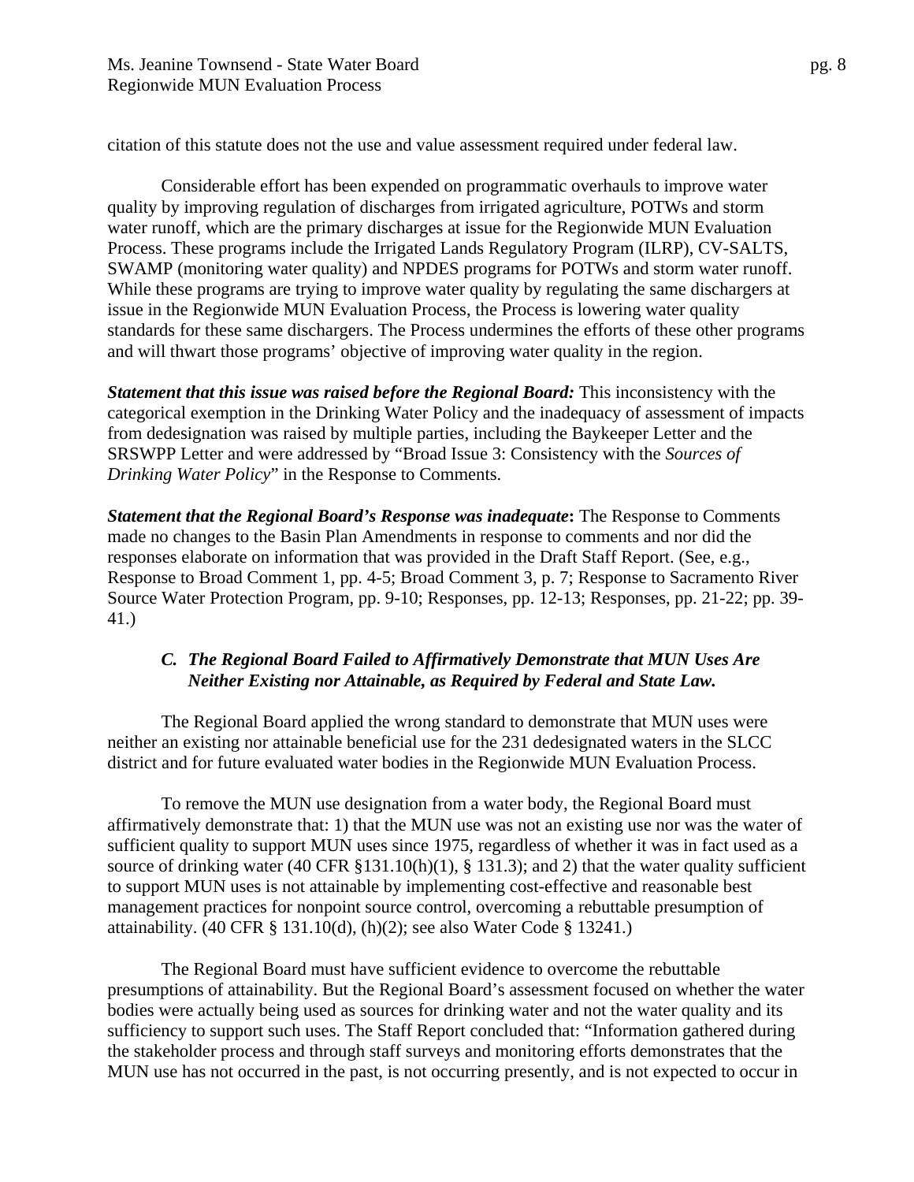citation of this statute does not the use and value assessment required under federal law.

Considerable effort has been expended on programmatic overhauls to improve water quality by improving regulation of discharges from irrigated agriculture, POTWs and storm water runoff, which are the primary discharges at issue for the Regionwide MUN Evaluation Process. These programs include the Irrigated Lands Regulatory Program (ILRP), CV-SALTS, SWAMP (monitoring water quality) and NPDES programs for POTWs and storm water runoff. While these programs are trying to improve water quality by regulating the same dischargers at issue in the Regionwide MUN Evaluation Process, the Process is lowering water quality standards for these same dischargers. The Process undermines the efforts of these other programs and will thwart those programs' objective of improving water quality in the region.

***Statement that this issue was raised before the Regional Board:*** This inconsistency with the categorical exemption in the Drinking Water Policy and the inadequacy of assessment of impacts from dedesignation was raised by multiple parties, including the Baykeeper Letter and the SRSWPP Letter and were addressed by "Broad Issue 3: Consistency with the *Sources of Drinking Water Policy*" in the Response to Comments.

***Statement that the Regional Board's Response was inadequate*:** The Response to Comments made no changes to the Basin Plan Amendments in response to comments and nor did the responses elaborate on information that was provided in the Draft Staff Report. (See, e.g., Response to Broad Comment 1, pp. 4-5; Broad Comment 3, p. 7; Response to Sacramento River Source Water Protection Program, pp. 9-10; Responses, pp. 12-13; Responses, pp. 21-22; pp. 39-41.)

### *C. The Regional Board Failed to Affirmatively Demonstrate that MUN Uses Are Neither Existing nor Attainable, as Required by Federal and State Law.*

The Regional Board applied the wrong standard to demonstrate that MUN uses were neither an existing nor attainable beneficial use for the 231 dedesignated waters in the SLCC district and for future evaluated water bodies in the Regionwide MUN Evaluation Process.

To remove the MUN use designation from a water body, the Regional Board must affirmatively demonstrate that: 1) that the MUN use was not an existing use nor was the water of sufficient quality to support MUN uses since 1975, regardless of whether it was in fact used as a source of drinking water (40 CFR §131.10(h)(1), § 131.3); and 2) that the water quality sufficient to support MUN uses is not attainable by implementing cost-effective and reasonable best management practices for nonpoint source control, overcoming a rebuttable presumption of attainability. (40 CFR § 131.10(d), (h)(2); see also Water Code § 13241.)

The Regional Board must have sufficient evidence to overcome the rebuttable presumptions of attainability. But the Regional Board's assessment focused on whether the water bodies were actually being used as sources for drinking water and not the water quality and its sufficiency to support such uses. The Staff Report concluded that: "Information gathered during the stakeholder process and through staff surveys and monitoring efforts demonstrates that the MUN use has not occurred in the past, is not occurring presently, and is not expected to occur in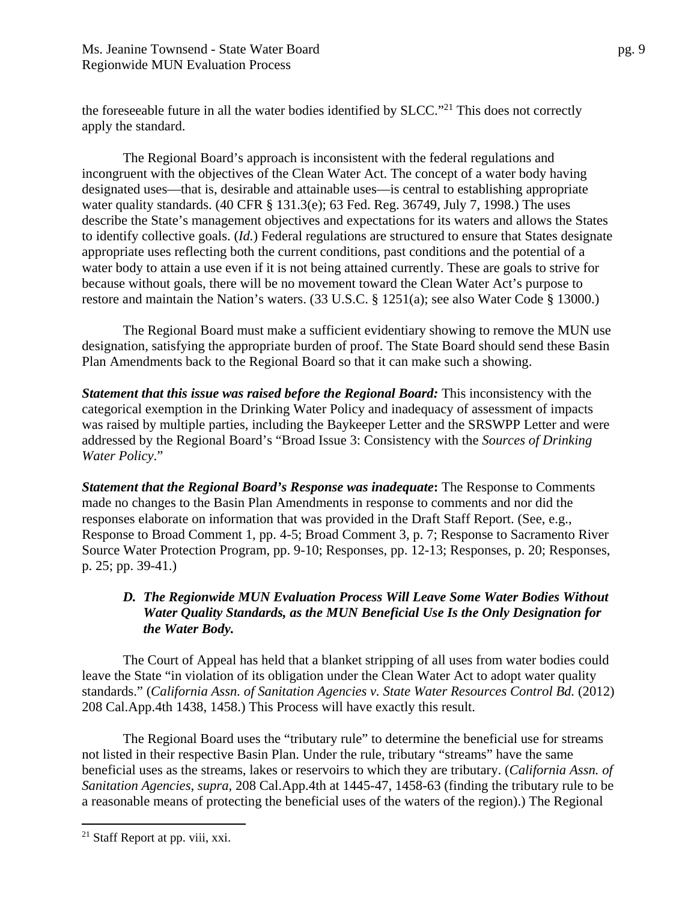the foreseeable future in all the water bodies identified by SLCC."[21] This does not correctly apply the standard.

The Regional Board's approach is inconsistent with the federal regulations and incongruent with the objectives of the Clean Water Act. The concept of a water body having designated uses—that is, desirable and attainable uses—is central to establishing appropriate water quality standards. (40 CFR § 131.3(e); 63 Fed. Reg. 36749, July 7, 1998.) The uses describe the State's management objectives and expectations for its waters and allows the States to identify collective goals. (*Id.*) Federal regulations are structured to ensure that States designate appropriate uses reflecting both the current conditions, past conditions and the potential of a water body to attain a use even if it is not being attained currently. These are goals to strive for because without goals, there will be no movement toward the Clean Water Act's purpose to restore and maintain the Nation's waters. (33 U.S.C. § 1251(a); see also Water Code § 13000.)

The Regional Board must make a sufficient evidentiary showing to remove the MUN use designation, satisfying the appropriate burden of proof. The State Board should send these Basin Plan Amendments back to the Regional Board so that it can make such a showing.

***Statement that this issue was raised before the Regional Board:*** This inconsistency with the categorical exemption in the Drinking Water Policy and inadequacy of assessment of impacts was raised by multiple parties, including the Baykeeper Letter and the SRSWPP Letter and were addressed by the Regional Board's "Broad Issue 3: Consistency with the *Sources of Drinking Water Policy*."

***Statement that the Regional Board's Response was inadequate*:** The Response to Comments made no changes to the Basin Plan Amendments in response to comments and nor did the responses elaborate on information that was provided in the Draft Staff Report. (See, e.g., Response to Broad Comment 1, pp. 4-5; Broad Comment 3, p. 7; Response to Sacramento River Source Water Protection Program, pp. 9-10; Responses, pp. 12-13; Responses, p. 20; Responses, p. 25; pp. 39-41.)

### *D. The Regionwide MUN Evaluation Process Will Leave Some Water Bodies Without Water Quality Standards, as the MUN Beneficial Use Is the Only Designation for the Water Body.*

The Court of Appeal has held that a blanket stripping of all uses from water bodies could leave the State "in violation of its obligation under the Clean Water Act to adopt water quality standards." (*California Assn. of Sanitation Agencies v. State Water Resources Control Bd.* (2012) 208 Cal.App.4th 1438, 1458.) This Process will have exactly this result.

The Regional Board uses the "tributary rule" to determine the beneficial use for streams not listed in their respective Basin Plan. Under the rule, tributary "streams" have the same beneficial uses as the streams, lakes or reservoirs to which they are tributary. (*California Assn. of Sanitation Agencies*, *supra*, 208 Cal.App.4th at 1445-47, 1458-63 (finding the tributary rule to be a reasonable means of protecting the beneficial uses of the waters of the region).) The Regional

[21] Staff Report at pp. viii, xxi.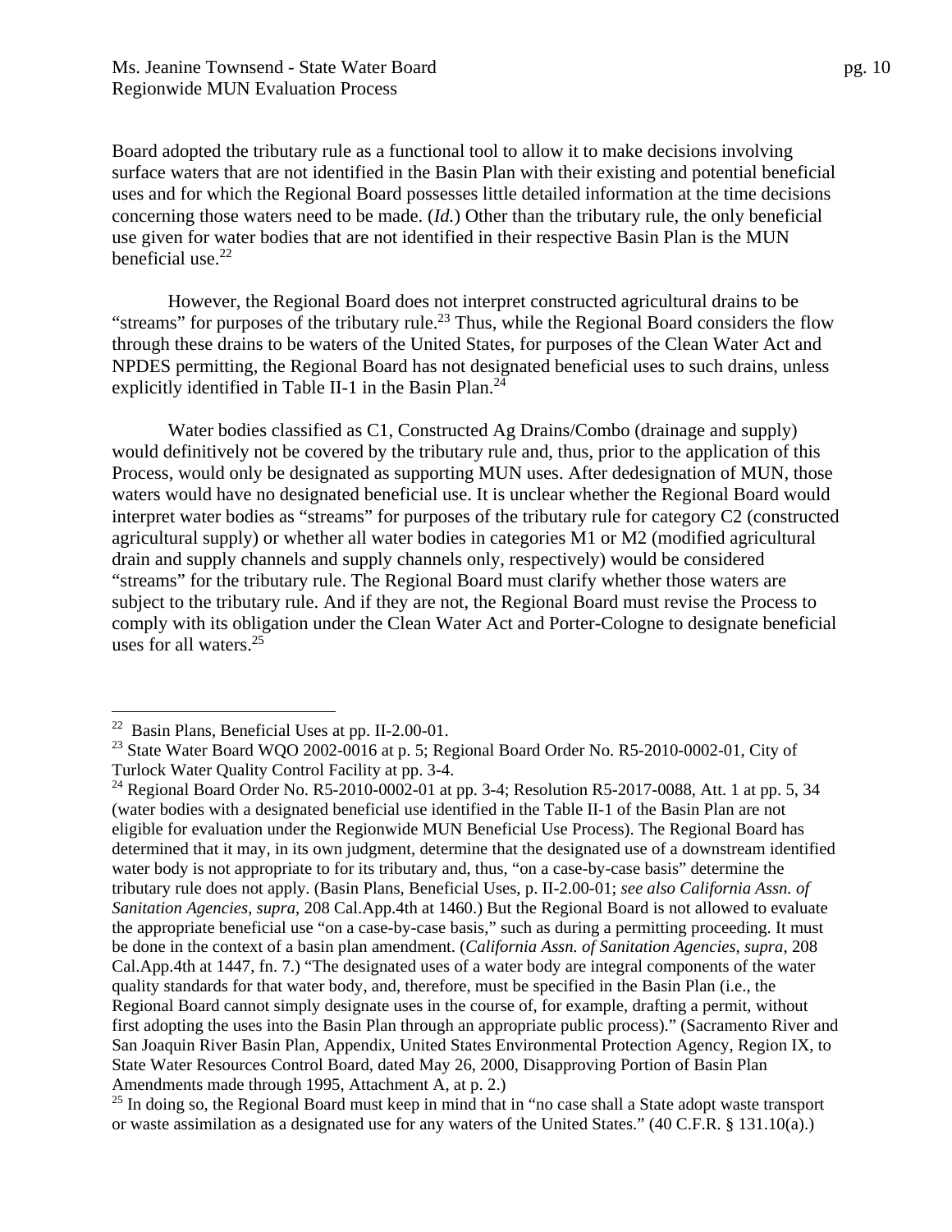Board adopted the tributary rule as a functional tool to allow it to make decisions involving surface waters that are not identified in the Basin Plan with their existing and potential beneficial uses and for which the Regional Board possesses little detailed information at the time decisions concerning those waters need to be made. (*Id.*) Other than the tributary rule, the only beneficial use given for water bodies that are not identified in their respective Basin Plan is the MUN beneficial use.[22]

However, the Regional Board does not interpret constructed agricultural drains to be "streams" for purposes of the tributary rule.[23] Thus, while the Regional Board considers the flow through these drains to be waters of the United States, for purposes of the Clean Water Act and NPDES permitting, the Regional Board has not designated beneficial uses to such drains, unless explicitly identified in Table II-1 in the Basin Plan.[24]

Water bodies classified as C1, Constructed Ag Drains/Combo (drainage and supply) would definitively not be covered by the tributary rule and, thus, prior to the application of this Process, would only be designated as supporting MUN uses. After dedesignation of MUN, those waters would have no designated beneficial use. It is unclear whether the Regional Board would interpret water bodies as "streams" for purposes of the tributary rule for category C2 (constructed agricultural supply) or whether all water bodies in categories M1 or M2 (modified agricultural drain and supply channels and supply channels only, respectively) would be considered "streams" for the tributary rule. The Regional Board must clarify whether those waters are subject to the tributary rule. And if they are not, the Regional Board must revise the Process to comply with its obligation under the Clean Water Act and Porter-Cologne to designate beneficial uses for all waters.[25]

---

[22] Basin Plans, Beneficial Uses at pp. II-2.00-01.

[23] State Water Board WQO 2002-0016 at p. 5; Regional Board Order No. R5-2010-0002-01, City of Turlock Water Quality Control Facility at pp. 3-4.

[24] Regional Board Order No. R5-2010-0002-01 at pp. 3-4; Resolution R5-2017-0088, Att. 1 at pp. 5, 34 (water bodies with a designated beneficial use identified in the Table II-1 of the Basin Plan are not eligible for evaluation under the Regionwide MUN Beneficial Use Process). The Regional Board has determined that it may, in its own judgment, determine that the designated use of a downstream identified water body is not appropriate to for its tributary and, thus, "on a case-by-case basis" determine the tributary rule does not apply. (Basin Plans, Beneficial Uses, p. II-2.00-01; *see also California Assn. of Sanitation Agencies*, *supra*, 208 Cal.App.4th at 1460.) But the Regional Board is not allowed to evaluate the appropriate beneficial use "on a case-by-case basis," such as during a permitting proceeding. It must be done in the context of a basin plan amendment. (*California Assn. of Sanitation Agencies*, *supra*, 208 Cal.App.4th at 1447, fn. 7.) "The designated uses of a water body are integral components of the water quality standards for that water body, and, therefore, must be specified in the Basin Plan (i.e., the Regional Board cannot simply designate uses in the course of, for example, drafting a permit, without first adopting the uses into the Basin Plan through an appropriate public process)." (Sacramento River and San Joaquin River Basin Plan, Appendix, United States Environmental Protection Agency, Region IX, to State Water Resources Control Board, dated May 26, 2000, Disapproving Portion of Basin Plan Amendments made through 1995, Attachment A, at p. 2.)

[25] In doing so, the Regional Board must keep in mind that in "no case shall a State adopt waste transport or waste assimilation as a designated use for any waters of the United States." (40 C.F.R. § 131.10(a).)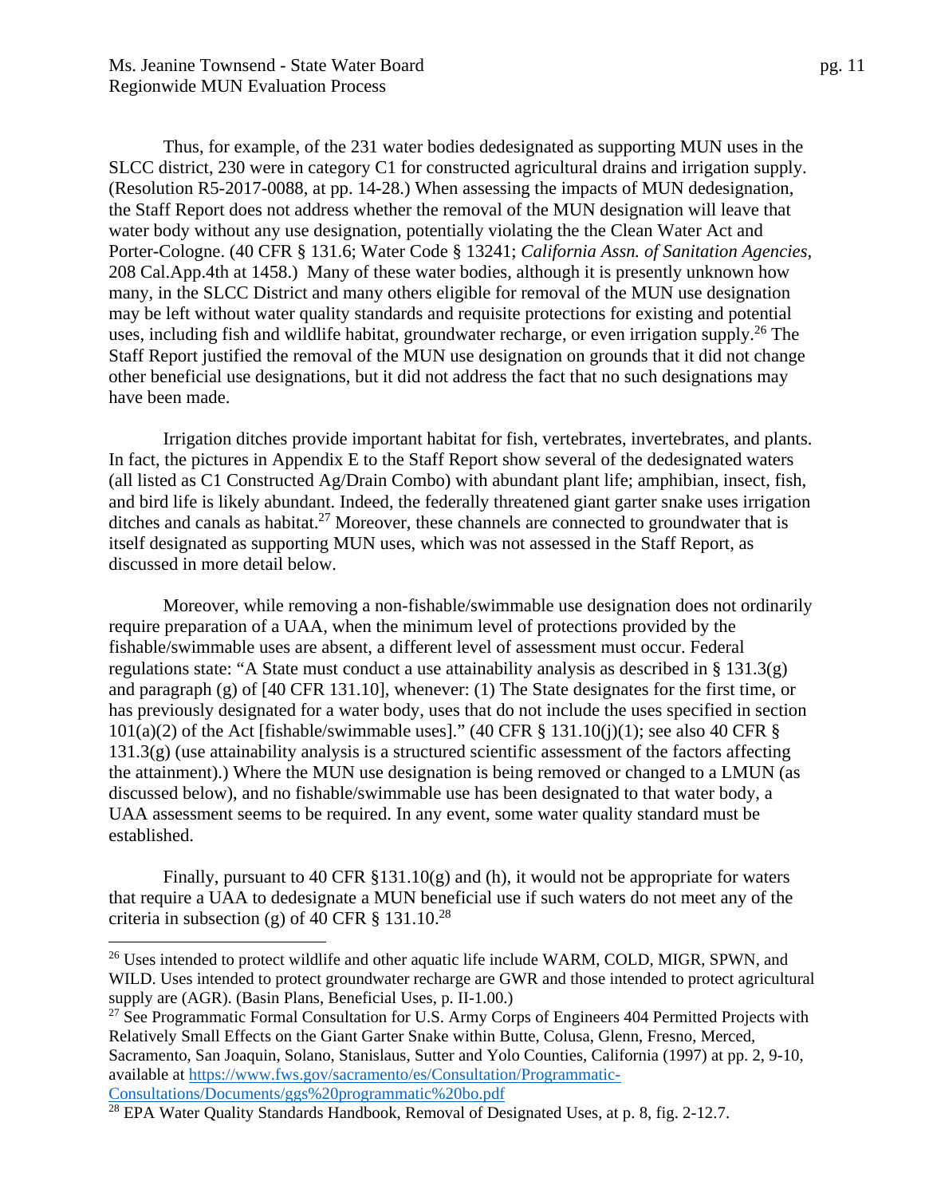Thus, for example, of the 231 water bodies dedesignated as supporting MUN uses in the SLCC district, 230 were in category C1 for constructed agricultural drains and irrigation supply. (Resolution R5-2017-0088, at pp. 14-28.) When assessing the impacts of MUN dedesignation, the Staff Report does not address whether the removal of the MUN designation will leave that water body without any use designation, potentially violating the the Clean Water Act and Porter-Cologne. (40 CFR § 131.6; Water Code § 13241; *California Assn. of Sanitation Agencies,* 208 Cal.App.4th at 1458.) Many of these water bodies, although it is presently unknown how many, in the SLCC District and many others eligible for removal of the MUN use designation may be left without water quality standards and requisite protections for existing and potential uses, including fish and wildlife habitat, groundwater recharge, or even irrigation supply.[26] The Staff Report justified the removal of the MUN use designation on grounds that it did not change other beneficial use designations, but it did not address the fact that no such designations may have been made.

Irrigation ditches provide important habitat for fish, vertebrates, invertebrates, and plants. In fact, the pictures in Appendix E to the Staff Report show several of the dedesignated waters (all listed as C1 Constructed Ag/Drain Combo) with abundant plant life; amphibian, insect, fish, and bird life is likely abundant. Indeed, the federally threatened giant garter snake uses irrigation ditches and canals as habitat.[27] Moreover, these channels are connected to groundwater that is itself designated as supporting MUN uses, which was not assessed in the Staff Report, as discussed in more detail below.

Moreover, while removing a non-fishable/swimmable use designation does not ordinarily require preparation of a UAA, when the minimum level of protections provided by the fishable/swimmable uses are absent, a different level of assessment must occur. Federal regulations state: "A State must conduct a use attainability analysis as described in § 131.3(g) and paragraph (g) of [40 CFR 131.10], whenever: (1) The State designates for the first time, or has previously designated for a water body, uses that do not include the uses specified in section 101(a)(2) of the Act [fishable/swimmable uses]." (40 CFR § 131.10(j)(1); see also 40 CFR § 131.3(g) (use attainability analysis is a structured scientific assessment of the factors affecting the attainment).) Where the MUN use designation is being removed or changed to a LMUN (as discussed below), and no fishable/swimmable use has been designated to that water body, a UAA assessment seems to be required. In any event, some water quality standard must be established.

Finally, pursuant to 40 CFR §131.10(g) and (h), it would not be appropriate for waters that require a UAA to dedesignate a MUN beneficial use if such waters do not meet any of the criteria in subsection (g) of 40 CFR § 131.10.[28]

---

[26] Uses intended to protect wildlife and other aquatic life include WARM, COLD, MIGR, SPWN, and WILD. Uses intended to protect groundwater recharge are GWR and those intended to protect agricultural supply are (AGR). (Basin Plans, Beneficial Uses, p. II-1.00.)

[27] See Programmatic Formal Consultation for U.S. Army Corps of Engineers 404 Permitted Projects with Relatively Small Effects on the Giant Garter Snake within Butte, Colusa, Glenn, Fresno, Merced, Sacramento, San Joaquin, Solano, Stanislaus, Sutter and Yolo Counties, California (1997) at pp. 2, 9-10, available at https://www.fws.gov/sacramento/es/Consultation/Programmatic-Consultations/Documents/ggs%20programmatic%20bo.pdf

[28] EPA Water Quality Standards Handbook, Removal of Designated Uses, at p. 8, fig. 2-12.7.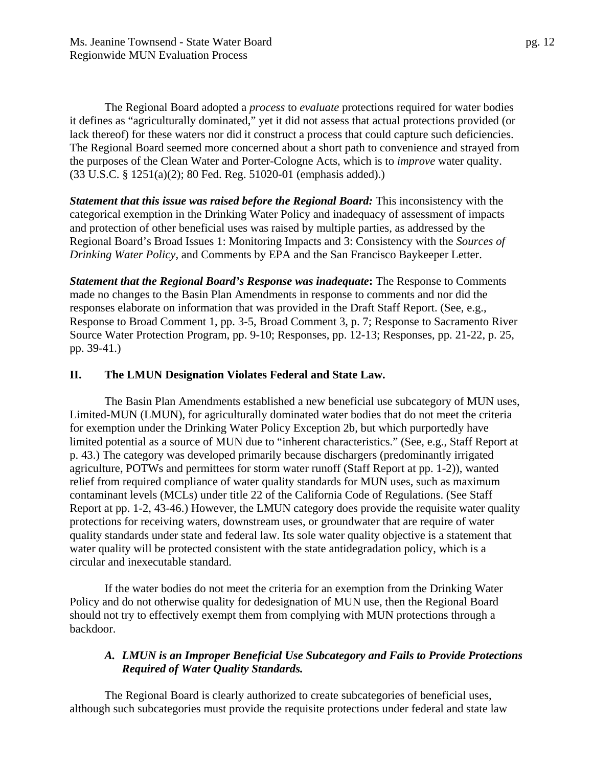The Regional Board adopted a *process* to *evaluate* protections required for water bodies it defines as "agriculturally dominated," yet it did not assess that actual protections provided (or lack thereof) for these waters nor did it construct a process that could capture such deficiencies. The Regional Board seemed more concerned about a short path to convenience and strayed from the purposes of the Clean Water and Porter-Cologne Acts, which is to *improve* water quality. (33 U.S.C. § 1251(a)(2); 80 Fed. Reg. 51020-01 (emphasis added).)

***Statement that this issue was raised before the Regional Board:*** This inconsistency with the categorical exemption in the Drinking Water Policy and inadequacy of assessment of impacts and protection of other beneficial uses was raised by multiple parties, as addressed by the Regional Board's Broad Issues 1: Monitoring Impacts and 3: Consistency with the *Sources of Drinking Water Policy*, and Comments by EPA and the San Francisco Baykeeper Letter.

***Statement that the Regional Board's Response was inadequate*:** The Response to Comments made no changes to the Basin Plan Amendments in response to comments and nor did the responses elaborate on information that was provided in the Draft Staff Report. (See, e.g., Response to Broad Comment 1, pp. 3-5, Broad Comment 3, p. 7; Response to Sacramento River Source Water Protection Program, pp. 9-10; Responses, pp. 12-13; Responses, pp. 21-22, p. 25, pp. 39-41.)

## II. The LMUN Designation Violates Federal and State Law.

The Basin Plan Amendments established a new beneficial use subcategory of MUN uses, Limited-MUN (LMUN), for agriculturally dominated water bodies that do not meet the criteria for exemption under the Drinking Water Policy Exception 2b, but which purportedly have limited potential as a source of MUN due to "inherent characteristics." (See, e.g., Staff Report at p. 43.) The category was developed primarily because dischargers (predominantly irrigated agriculture, POTWs and permittees for storm water runoff (Staff Report at pp. 1-2)), wanted relief from required compliance of water quality standards for MUN uses, such as maximum contaminant levels (MCLs) under title 22 of the California Code of Regulations. (See Staff Report at pp. 1-2, 43-46.) However, the LMUN category does provide the requisite water quality protections for receiving waters, downstream uses, or groundwater that are require of water quality standards under state and federal law. Its sole water quality objective is a statement that water quality will be protected consistent with the state antidegradation policy, which is a circular and inexecutable standard.

If the water bodies do not meet the criteria for an exemption from the Drinking Water Policy and do not otherwise quality for dedesignation of MUN use, then the Regional Board should not try to effectively exempt them from complying with MUN protections through a backdoor.

### *A. LMUN is an Improper Beneficial Use Subcategory and Fails to Provide Protections Required of Water Quality Standards.*

The Regional Board is clearly authorized to create subcategories of beneficial uses, although such subcategories must provide the requisite protections under federal and state law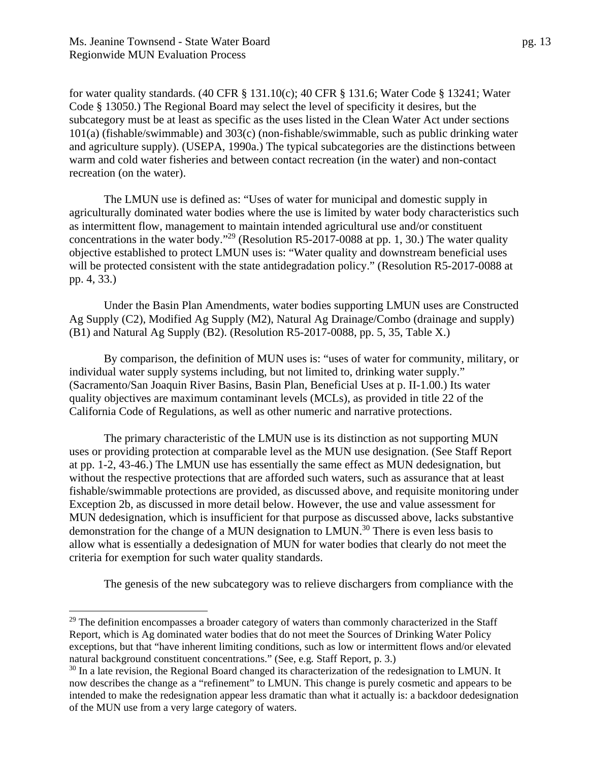for water quality standards. (40 CFR § 131.10(c); 40 CFR § 131.6; Water Code § 13241; Water Code § 13050.) The Regional Board may select the level of specificity it desires, but the subcategory must be at least as specific as the uses listed in the Clean Water Act under sections 101(a) (fishable/swimmable) and 303(c) (non-fishable/swimmable, such as public drinking water and agriculture supply). (USEPA, 1990a.) The typical subcategories are the distinctions between warm and cold water fisheries and between contact recreation (in the water) and non-contact recreation (on the water).

The LMUN use is defined as: "Uses of water for municipal and domestic supply in agriculturally dominated water bodies where the use is limited by water body characteristics such as intermittent flow, management to maintain intended agricultural use and/or constituent concentrations in the water body."[29] (Resolution R5-2017-0088 at pp. 1, 30.) The water quality objective established to protect LMUN uses is: "Water quality and downstream beneficial uses will be protected consistent with the state antidegradation policy." (Resolution R5-2017-0088 at pp. 4, 33.)

Under the Basin Plan Amendments, water bodies supporting LMUN uses are Constructed Ag Supply (C2), Modified Ag Supply (M2), Natural Ag Drainage/Combo (drainage and supply) (B1) and Natural Ag Supply (B2). (Resolution R5-2017-0088, pp. 5, 35, Table X.)

By comparison, the definition of MUN uses is: "uses of water for community, military, or individual water supply systems including, but not limited to, drinking water supply." (Sacramento/San Joaquin River Basins, Basin Plan, Beneficial Uses at p. II-1.00.) Its water quality objectives are maximum contaminant levels (MCLs), as provided in title 22 of the California Code of Regulations, as well as other numeric and narrative protections.

The primary characteristic of the LMUN use is its distinction as not supporting MUN uses or providing protection at comparable level as the MUN use designation. (See Staff Report at pp. 1-2, 43-46.) The LMUN use has essentially the same effect as MUN dedesignation, but without the respective protections that are afforded such waters, such as assurance that at least fishable/swimmable protections are provided, as discussed above, and requisite monitoring under Exception 2b, as discussed in more detail below. However, the use and value assessment for MUN dedesignation, which is insufficient for that purpose as discussed above, lacks substantive demonstration for the change of a MUN designation to LMUN.[30] There is even less basis to allow what is essentially a dedesignation of MUN for water bodies that clearly do not meet the criteria for exemption for such water quality standards.

The genesis of the new subcategory was to relieve dischargers from compliance with the

---

[29] The definition encompasses a broader category of waters than commonly characterized in the Staff Report, which is Ag dominated water bodies that do not meet the Sources of Drinking Water Policy exceptions, but that "have inherent limiting conditions, such as low or intermittent flows and/or elevated natural background constituent concentrations." (See, e.g. Staff Report, p. 3.)

[30] In a late revision, the Regional Board changed its characterization of the redesignation to LMUN. It now describes the change as a "refinement" to LMUN. This change is purely cosmetic and appears to be intended to make the redesignation appear less dramatic than what it actually is: a backdoor dedesignation of the MUN use from a very large category of waters.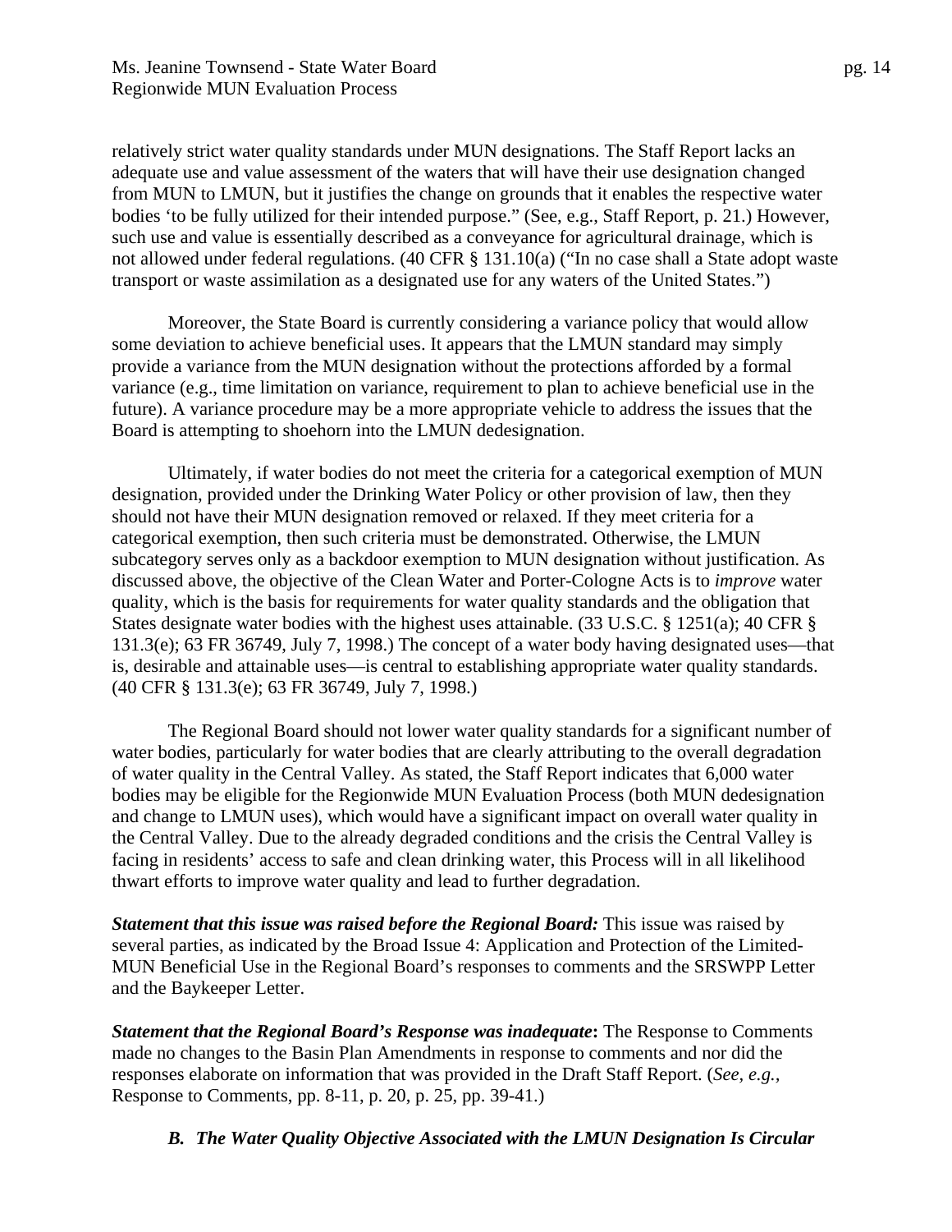relatively strict water quality standards under MUN designations. The Staff Report lacks an adequate use and value assessment of the waters that will have their use designation changed from MUN to LMUN, but it justifies the change on grounds that it enables the respective water bodies 'to be fully utilized for their intended purpose." (See, e.g., Staff Report, p. 21.) However, such use and value is essentially described as a conveyance for agricultural drainage, which is not allowed under federal regulations. (40 CFR § 131.10(a) ("In no case shall a State adopt waste transport or waste assimilation as a designated use for any waters of the United States.")

Moreover, the State Board is currently considering a variance policy that would allow some deviation to achieve beneficial uses. It appears that the LMUN standard may simply provide a variance from the MUN designation without the protections afforded by a formal variance (e.g., time limitation on variance, requirement to plan to achieve beneficial use in the future). A variance procedure may be a more appropriate vehicle to address the issues that the Board is attempting to shoehorn into the LMUN dedesignation.

Ultimately, if water bodies do not meet the criteria for a categorical exemption of MUN designation, provided under the Drinking Water Policy or other provision of law, then they should not have their MUN designation removed or relaxed. If they meet criteria for a categorical exemption, then such criteria must be demonstrated. Otherwise, the LMUN subcategory serves only as a backdoor exemption to MUN designation without justification. As discussed above, the objective of the Clean Water and Porter-Cologne Acts is to *improve* water quality, which is the basis for requirements for water quality standards and the obligation that States designate water bodies with the highest uses attainable. (33 U.S.C. § 1251(a); 40 CFR § 131.3(e); 63 FR 36749, July 7, 1998.) The concept of a water body having designated uses—that is, desirable and attainable uses—is central to establishing appropriate water quality standards. (40 CFR § 131.3(e); 63 FR 36749, July 7, 1998.)

The Regional Board should not lower water quality standards for a significant number of water bodies, particularly for water bodies that are clearly attributing to the overall degradation of water quality in the Central Valley. As stated, the Staff Report indicates that 6,000 water bodies may be eligible for the Regionwide MUN Evaluation Process (both MUN dedesignation and change to LMUN uses), which would have a significant impact on overall water quality in the Central Valley. Due to the already degraded conditions and the crisis the Central Valley is facing in residents' access to safe and clean drinking water, this Process will in all likelihood thwart efforts to improve water quality and lead to further degradation.

***Statement that this issue was raised before the Regional Board:*** This issue was raised by several parties, as indicated by the Broad Issue 4: Application and Protection of the Limited-MUN Beneficial Use in the Regional Board's responses to comments and the SRSWPP Letter and the Baykeeper Letter.

***Statement that the Regional Board's Response was inadequate*:** The Response to Comments made no changes to the Basin Plan Amendments in response to comments and nor did the responses elaborate on information that was provided in the Draft Staff Report. (*See, e.g.,* Response to Comments, pp. 8-11, p. 20, p. 25, pp. 39-41.)

### *B. The Water Quality Objective Associated with the LMUN Designation Is Circular*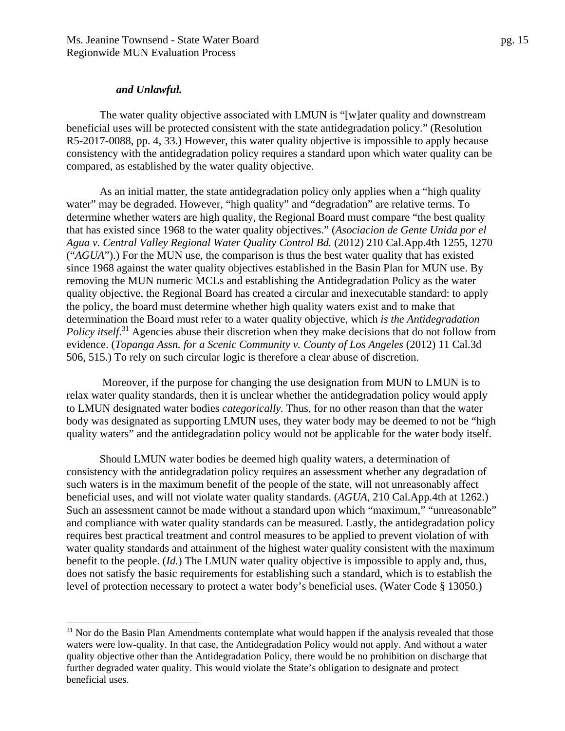***and Unlawful.***

The water quality objective associated with LMUN is "[w]ater quality and downstream beneficial uses will be protected consistent with the state antidegradation policy." (Resolution R5-2017-0088, pp. 4, 33.) However, this water quality objective is impossible to apply because consistency with the antidegradation policy requires a standard upon which water quality can be compared, as established by the water quality objective.

As an initial matter, the state antidegradation policy only applies when a "high quality water" may be degraded. However, "high quality" and "degradation" are relative terms. To determine whether waters are high quality, the Regional Board must compare "the best quality that has existed since 1968 to the water quality objectives." (*Asociacion de Gente Unida por el Agua v. Central Valley Regional Water Quality Control Bd.* (2012) 210 Cal.App.4th 1255, 1270 ("*AGUA*").) For the MUN use, the comparison is thus the best water quality that has existed since 1968 against the water quality objectives established in the Basin Plan for MUN use. By removing the MUN numeric MCLs and establishing the Antidegradation Policy as the water quality objective, the Regional Board has created a circular and inexecutable standard: to apply the policy, the board must determine whether high quality waters exist and to make that determination the Board must refer to a water quality objective, which *is the Antidegradation Policy itself*.[31] Agencies abuse their discretion when they make decisions that do not follow from evidence. (*Topanga Assn. for a Scenic Community v. County of Los Angeles* (2012) 11 Cal.3d 506, 515.) To rely on such circular logic is therefore a clear abuse of discretion.

Moreover, if the purpose for changing the use designation from MUN to LMUN is to relax water quality standards, then it is unclear whether the antidegradation policy would apply to LMUN designated water bodies *categorically.* Thus, for no other reason than that the water body was designated as supporting LMUN uses, they water body may be deemed to not be "high quality waters" and the antidegradation policy would not be applicable for the water body itself.

Should LMUN water bodies be deemed high quality waters, a determination of consistency with the antidegradation policy requires an assessment whether any degradation of such waters is in the maximum benefit of the people of the state, will not unreasonably affect beneficial uses, and will not violate water quality standards. (*AGUA*, 210 Cal.App.4th at 1262.) Such an assessment cannot be made without a standard upon which "maximum," "unreasonable" and compliance with water quality standards can be measured. Lastly, the antidegradation policy requires best practical treatment and control measures to be applied to prevent violation of with water quality standards and attainment of the highest water quality consistent with the maximum benefit to the people. (*Id.*) The LMUN water quality objective is impossible to apply and, thus, does not satisfy the basic requirements for establishing such a standard, which is to establish the level of protection necessary to protect a water body's beneficial uses. (Water Code § 13050.)

---

[31] Nor do the Basin Plan Amendments contemplate what would happen if the analysis revealed that those waters were low-quality. In that case, the Antidegradation Policy would not apply. And without a water quality objective other than the Antidegradation Policy, there would be no prohibition on discharge that further degraded water quality. This would violate the State's obligation to designate and protect beneficial uses.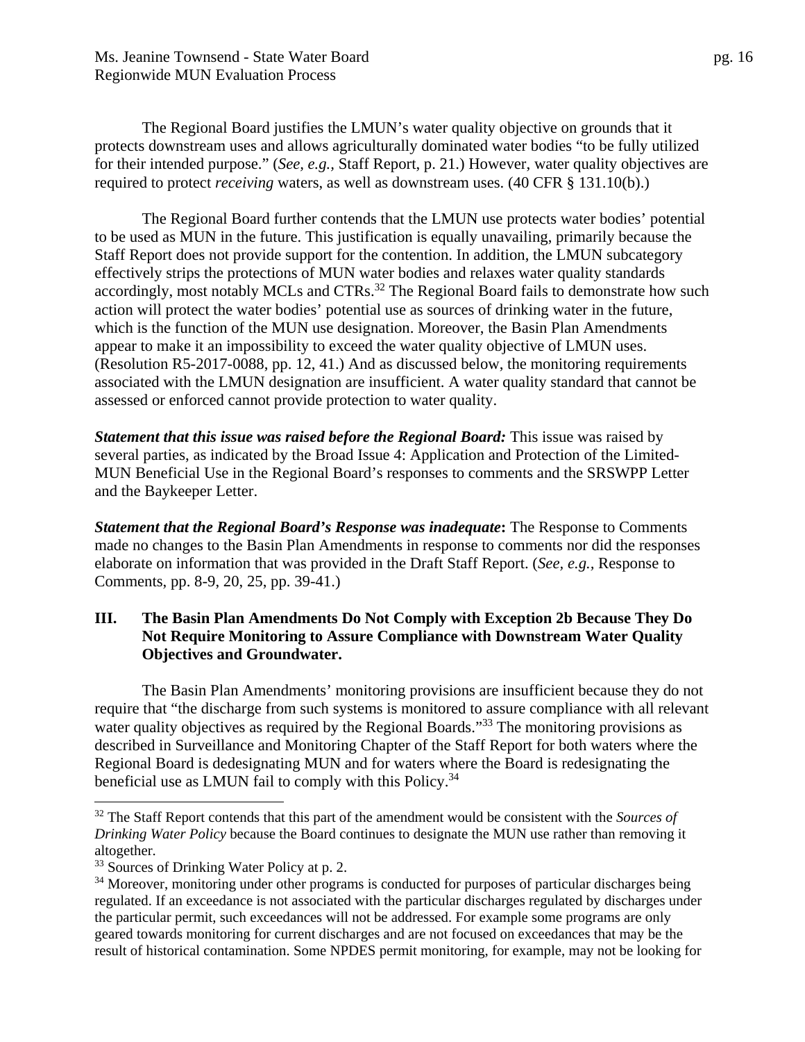The Regional Board justifies the LMUN's water quality objective on grounds that it protects downstream uses and allows agriculturally dominated water bodies "to be fully utilized for their intended purpose." (*See, e.g.,* Staff Report, p. 21.) However, water quality objectives are required to protect *receiving* waters, as well as downstream uses. (40 CFR § 131.10(b).)

The Regional Board further contends that the LMUN use protects water bodies' potential to be used as MUN in the future. This justification is equally unavailing, primarily because the Staff Report does not provide support for the contention. In addition, the LMUN subcategory effectively strips the protections of MUN water bodies and relaxes water quality standards accordingly, most notably MCLs and CTRs.[32] The Regional Board fails to demonstrate how such action will protect the water bodies' potential use as sources of drinking water in the future, which is the function of the MUN use designation. Moreover, the Basin Plan Amendments appear to make it an impossibility to exceed the water quality objective of LMUN uses. (Resolution R5-2017-0088, pp. 12, 41.) And as discussed below, the monitoring requirements associated with the LMUN designation are insufficient. A water quality standard that cannot be assessed or enforced cannot provide protection to water quality.

***Statement that this issue was raised before the Regional Board:*** This issue was raised by several parties, as indicated by the Broad Issue 4: Application and Protection of the Limited-MUN Beneficial Use in the Regional Board's responses to comments and the SRSWPP Letter and the Baykeeper Letter.

***Statement that the Regional Board's Response was inadequate*:** The Response to Comments made no changes to the Basin Plan Amendments in response to comments nor did the responses elaborate on information that was provided in the Draft Staff Report. (*See, e.g.,* Response to Comments, pp. 8-9, 20, 25, pp. 39-41.)

## III. The Basin Plan Amendments Do Not Comply with Exception 2b Because They Do Not Require Monitoring to Assure Compliance with Downstream Water Quality Objectives and Groundwater.

The Basin Plan Amendments' monitoring provisions are insufficient because they do not require that "the discharge from such systems is monitored to assure compliance with all relevant water quality objectives as required by the Regional Boards."[33] The monitoring provisions as described in Surveillance and Monitoring Chapter of the Staff Report for both waters where the Regional Board is dedesignating MUN and for waters where the Board is redesignating the beneficial use as LMUN fail to comply with this Policy.[34]

---

[32] The Staff Report contends that this part of the amendment would be consistent with the *Sources of Drinking Water Policy* because the Board continues to designate the MUN use rather than removing it altogether.

[33] Sources of Drinking Water Policy at p. 2.

[34] Moreover, monitoring under other programs is conducted for purposes of particular discharges being regulated. If an exceedance is not associated with the particular discharges regulated by discharges under the particular permit, such exceedances will not be addressed. For example some programs are only geared towards monitoring for current discharges and are not focused on exceedances that may be the result of historical contamination. Some NPDES permit monitoring, for example, may not be looking for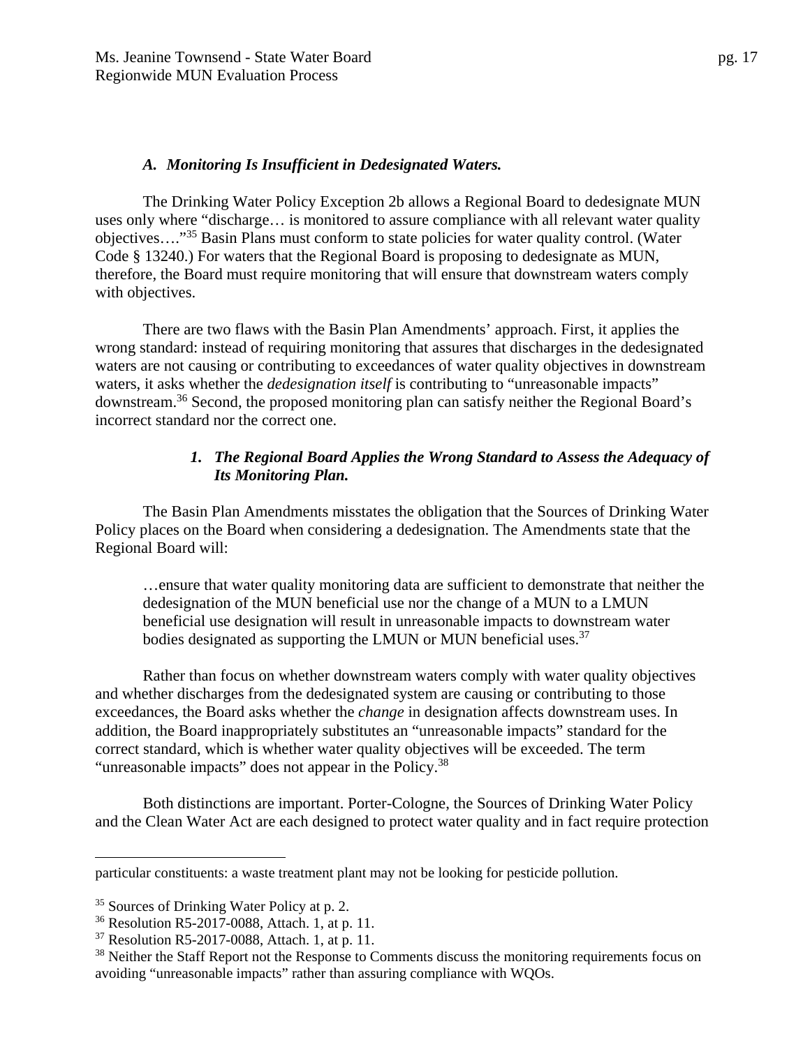### *A. Monitoring Is Insufficient in Dedesignated Waters.*

The Drinking Water Policy Exception 2b allows a Regional Board to dedesignate MUN uses only where "discharge… is monitored to assure compliance with all relevant water quality objectives…."[35] Basin Plans must conform to state policies for water quality control. (Water Code § 13240.) For waters that the Regional Board is proposing to dedesignate as MUN, therefore, the Board must require monitoring that will ensure that downstream waters comply with objectives.

There are two flaws with the Basin Plan Amendments' approach. First, it applies the wrong standard: instead of requiring monitoring that assures that discharges in the dedesignated waters are not causing or contributing to exceedances of water quality objectives in downstream waters, it asks whether the *dedesignation itself* is contributing to "unreasonable impacts" downstream.[36] Second, the proposed monitoring plan can satisfy neither the Regional Board's incorrect standard nor the correct one.

#### *1. The Regional Board Applies the Wrong Standard to Assess the Adequacy of Its Monitoring Plan.*

The Basin Plan Amendments misstates the obligation that the Sources of Drinking Water Policy places on the Board when considering a dedesignation. The Amendments state that the Regional Board will:

> …ensure that water quality monitoring data are sufficient to demonstrate that neither the dedesignation of the MUN beneficial use nor the change of a MUN to a LMUN beneficial use designation will result in unreasonable impacts to downstream water bodies designated as supporting the LMUN or MUN beneficial uses.[37]

Rather than focus on whether downstream waters comply with water quality objectives and whether discharges from the dedesignated system are causing or contributing to those exceedances, the Board asks whether the *change* in designation affects downstream uses. In addition, the Board inappropriately substitutes an "unreasonable impacts" standard for the correct standard, which is whether water quality objectives will be exceeded. The term "unreasonable impacts" does not appear in the Policy.[38]

Both distinctions are important. Porter-Cologne, the Sources of Drinking Water Policy and the Clean Water Act are each designed to protect water quality and in fact require protection

---

particular constituents: a waste treatment plant may not be looking for pesticide pollution.

[35] Sources of Drinking Water Policy at p. 2.

[36] Resolution R5-2017-0088, Attach. 1, at p. 11.

[37] Resolution R5-2017-0088, Attach. 1, at p. 11.

[38] Neither the Staff Report not the Response to Comments discuss the monitoring requirements focus on avoiding "unreasonable impacts" rather than assuring compliance with WQOs.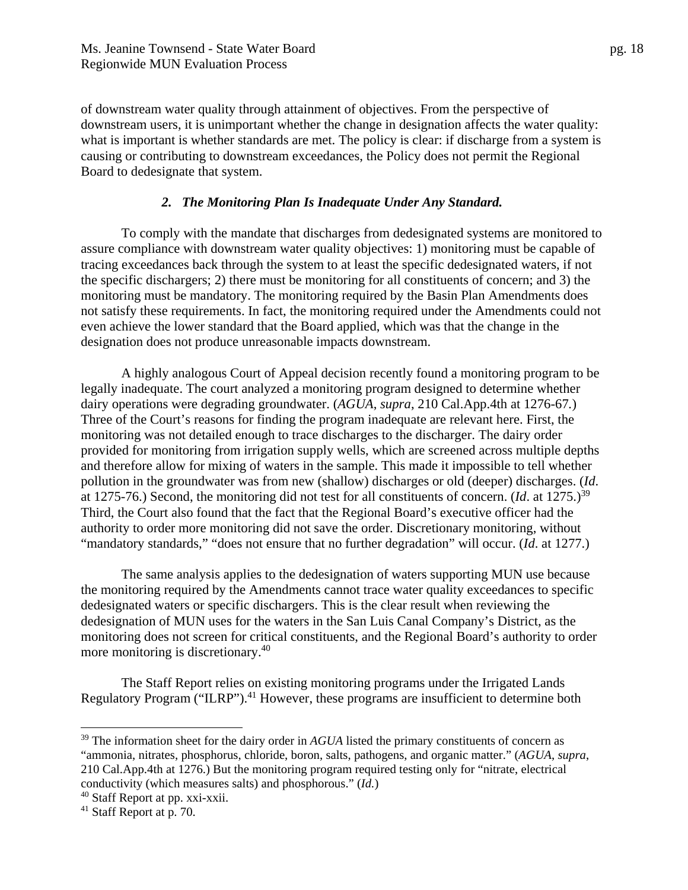of downstream water quality through attainment of objectives. From the perspective of downstream users, it is unimportant whether the change in designation affects the water quality: what is important is whether standards are met. The policy is clear: if discharge from a system is causing or contributing to downstream exceedances, the Policy does not permit the Regional Board to dedesignate that system.

### *2. The Monitoring Plan Is Inadequate Under Any Standard.*

To comply with the mandate that discharges from dedesignated systems are monitored to assure compliance with downstream water quality objectives: 1) monitoring must be capable of tracing exceedances back through the system to at least the specific dedesignated waters, if not the specific dischargers; 2) there must be monitoring for all constituents of concern; and 3) the monitoring must be mandatory. The monitoring required by the Basin Plan Amendments does not satisfy these requirements. In fact, the monitoring required under the Amendments could not even achieve the lower standard that the Board applied, which was that the change in the designation does not produce unreasonable impacts downstream.

A highly analogous Court of Appeal decision recently found a monitoring program to be legally inadequate. The court analyzed a monitoring program designed to determine whether dairy operations were degrading groundwater. (*AGUA*, *supra*, 210 Cal.App.4th at 1276-67.) Three of the Court's reasons for finding the program inadequate are relevant here. First, the monitoring was not detailed enough to trace discharges to the discharger. The dairy order provided for monitoring from irrigation supply wells, which are screened across multiple depths and therefore allow for mixing of waters in the sample. This made it impossible to tell whether pollution in the groundwater was from new (shallow) discharges or old (deeper) discharges. (*Id*. at 1275-76.) Second, the monitoring did not test for all constituents of concern. (*Id*. at 1275.)[39] Third, the Court also found that the fact that the Regional Board's executive officer had the authority to order more monitoring did not save the order. Discretionary monitoring, without "mandatory standards," "does not ensure that no further degradation" will occur. (*Id*. at 1277.)

The same analysis applies to the dedesignation of waters supporting MUN use because the monitoring required by the Amendments cannot trace water quality exceedances to specific dedesignated waters or specific dischargers. This is the clear result when reviewing the dedesignation of MUN uses for the waters in the San Luis Canal Company's District, as the monitoring does not screen for critical constituents, and the Regional Board's authority to order more monitoring is discretionary.[40]

The Staff Report relies on existing monitoring programs under the Irrigated Lands Regulatory Program ("ILRP").[41] However, these programs are insufficient to determine both

---

[39] The information sheet for the dairy order in *AGUA* listed the primary constituents of concern as "ammonia, nitrates, phosphorus, chloride, boron, salts, pathogens, and organic matter." (*AGUA*, *supra*, 210 Cal.App.4th at 1276.) But the monitoring program required testing only for "nitrate, electrical conductivity (which measures salts) and phosphorous." (*Id.*)

[40] Staff Report at pp. xxi-xxii.

[41] Staff Report at p. 70.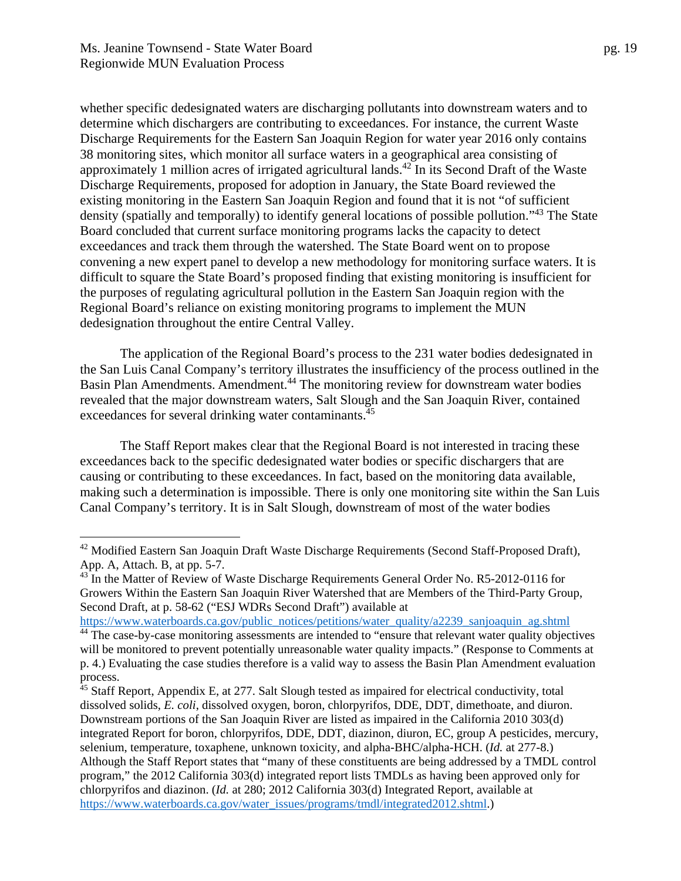whether specific dedesignated waters are discharging pollutants into downstream waters and to determine which dischargers are contributing to exceedances. For instance, the current Waste Discharge Requirements for the Eastern San Joaquin Region for water year 2016 only contains 38 monitoring sites, which monitor all surface waters in a geographical area consisting of approximately 1 million acres of irrigated agricultural lands.[42] In its Second Draft of the Waste Discharge Requirements, proposed for adoption in January, the State Board reviewed the existing monitoring in the Eastern San Joaquin Region and found that it is not "of sufficient density (spatially and temporally) to identify general locations of possible pollution."[43] The State Board concluded that current surface monitoring programs lacks the capacity to detect exceedances and track them through the watershed. The State Board went on to propose convening a new expert panel to develop a new methodology for monitoring surface waters. It is difficult to square the State Board's proposed finding that existing monitoring is insufficient for the purposes of regulating agricultural pollution in the Eastern San Joaquin region with the Regional Board's reliance on existing monitoring programs to implement the MUN dedesignation throughout the entire Central Valley.

The application of the Regional Board's process to the 231 water bodies dedesignated in the San Luis Canal Company's territory illustrates the insufficiency of the process outlined in the Basin Plan Amendments. Amendment.[44] The monitoring review for downstream water bodies revealed that the major downstream waters, Salt Slough and the San Joaquin River, contained exceedances for several drinking water contaminants.[45]

The Staff Report makes clear that the Regional Board is not interested in tracing these exceedances back to the specific dedesignated water bodies or specific dischargers that are causing or contributing to these exceedances. In fact, based on the monitoring data available, making such a determination is impossible. There is only one monitoring site within the San Luis Canal Company's territory. It is in Salt Slough, downstream of most of the water bodies

---

[42] Modified Eastern San Joaquin Draft Waste Discharge Requirements (Second Staff-Proposed Draft), App. A, Attach. B, at pp. 5-7.

[43] In the Matter of Review of Waste Discharge Requirements General Order No. R5-2012-0116 for Growers Within the Eastern San Joaquin River Watershed that are Members of the Third-Party Group, Second Draft, at p. 58-62 ("ESJ WDRs Second Draft") available at https://www.waterboards.ca.gov/public_notices/petitions/water_quality/a2239_sanjoaquin_ag.shtml

[44] The case-by-case monitoring assessments are intended to "ensure that relevant water quality objectives will be monitored to prevent potentially unreasonable water quality impacts." (Response to Comments at p. 4.) Evaluating the case studies therefore is a valid way to assess the Basin Plan Amendment evaluation process.

[45] Staff Report, Appendix E, at 277. Salt Slough tested as impaired for electrical conductivity, total dissolved solids, *E. coli*, dissolved oxygen, boron, chlorpyrifos, DDE, DDT, dimethoate, and diuron. Downstream portions of the San Joaquin River are listed as impaired in the California 2010 303(d) integrated Report for boron, chlorpyrifos, DDE, DDT, diazinon, diuron, EC, group A pesticides, mercury, selenium, temperature, toxaphene, unknown toxicity, and alpha-BHC/alpha-HCH. (*Id.* at 277-8.) Although the Staff Report states that "many of these constituents are being addressed by a TMDL control program," the 2012 California 303(d) integrated report lists TMDLs as having been approved only for chlorpyrifos and diazinon. (*Id.* at 280; 2012 California 303(d) Integrated Report, available at https://www.waterboards.ca.gov/water_issues/programs/tmdl/integrated2012.shtml.)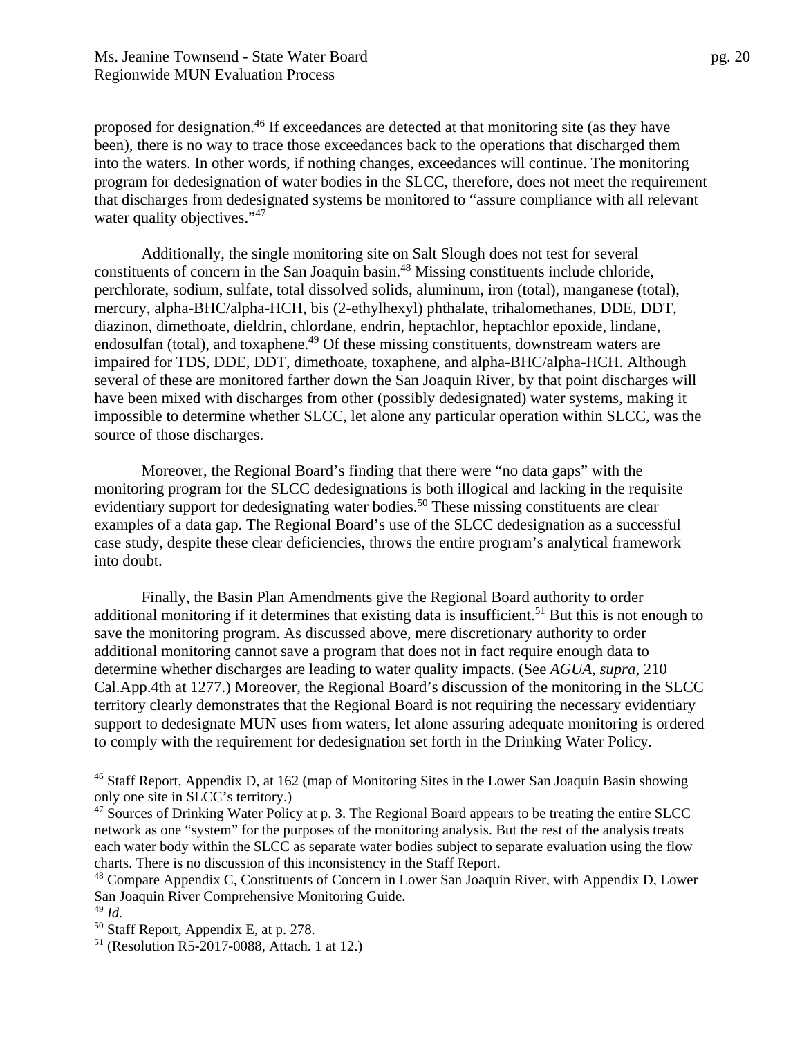proposed for designation.[46] If exceedances are detected at that monitoring site (as they have been), there is no way to trace those exceedances back to the operations that discharged them into the waters. In other words, if nothing changes, exceedances will continue. The monitoring program for dedesignation of water bodies in the SLCC, therefore, does not meet the requirement that discharges from dedesignated systems be monitored to "assure compliance with all relevant water quality objectives."[47]

Additionally, the single monitoring site on Salt Slough does not test for several constituents of concern in the San Joaquin basin.[48] Missing constituents include chloride, perchlorate, sodium, sulfate, total dissolved solids, aluminum, iron (total), manganese (total), mercury, alpha-BHC/alpha-HCH, bis (2-ethylhexyl) phthalate, trihalomethanes, DDE, DDT, diazinon, dimethoate, dieldrin, chlordane, endrin, heptachlor, heptachlor epoxide, lindane, endosulfan (total), and toxaphene.[49] Of these missing constituents, downstream waters are impaired for TDS, DDE, DDT, dimethoate, toxaphene, and alpha-BHC/alpha-HCH. Although several of these are monitored farther down the San Joaquin River, by that point discharges will have been mixed with discharges from other (possibly dedesignated) water systems, making it impossible to determine whether SLCC, let alone any particular operation within SLCC, was the source of those discharges.

Moreover, the Regional Board's finding that there were "no data gaps" with the monitoring program for the SLCC dedesignations is both illogical and lacking in the requisite evidentiary support for dedesignating water bodies.[50] These missing constituents are clear examples of a data gap. The Regional Board's use of the SLCC dedesignation as a successful case study, despite these clear deficiencies, throws the entire program's analytical framework into doubt.

Finally, the Basin Plan Amendments give the Regional Board authority to order additional monitoring if it determines that existing data is insufficient.[51] But this is not enough to save the monitoring program. As discussed above, mere discretionary authority to order additional monitoring cannot save a program that does not in fact require enough data to determine whether discharges are leading to water quality impacts. (See *AGUA*, *supra*, 210 Cal.App.4th at 1277.) Moreover, the Regional Board's discussion of the monitoring in the SLCC territory clearly demonstrates that the Regional Board is not requiring the necessary evidentiary support to dedesignate MUN uses from waters, let alone assuring adequate monitoring is ordered to comply with the requirement for dedesignation set forth in the Drinking Water Policy.

---

[46] Staff Report, Appendix D, at 162 (map of Monitoring Sites in the Lower San Joaquin Basin showing only one site in SLCC's territory.)

[47] Sources of Drinking Water Policy at p. 3. The Regional Board appears to be treating the entire SLCC network as one "system" for the purposes of the monitoring analysis. But the rest of the analysis treats each water body within the SLCC as separate water bodies subject to separate evaluation using the flow charts. There is no discussion of this inconsistency in the Staff Report.

[48] Compare Appendix C, Constituents of Concern in Lower San Joaquin River, with Appendix D, Lower San Joaquin River Comprehensive Monitoring Guide.

[49] *Id.*

[50] Staff Report, Appendix E, at p. 278.

[51] (Resolution R5-2017-0088, Attach. 1 at 12.)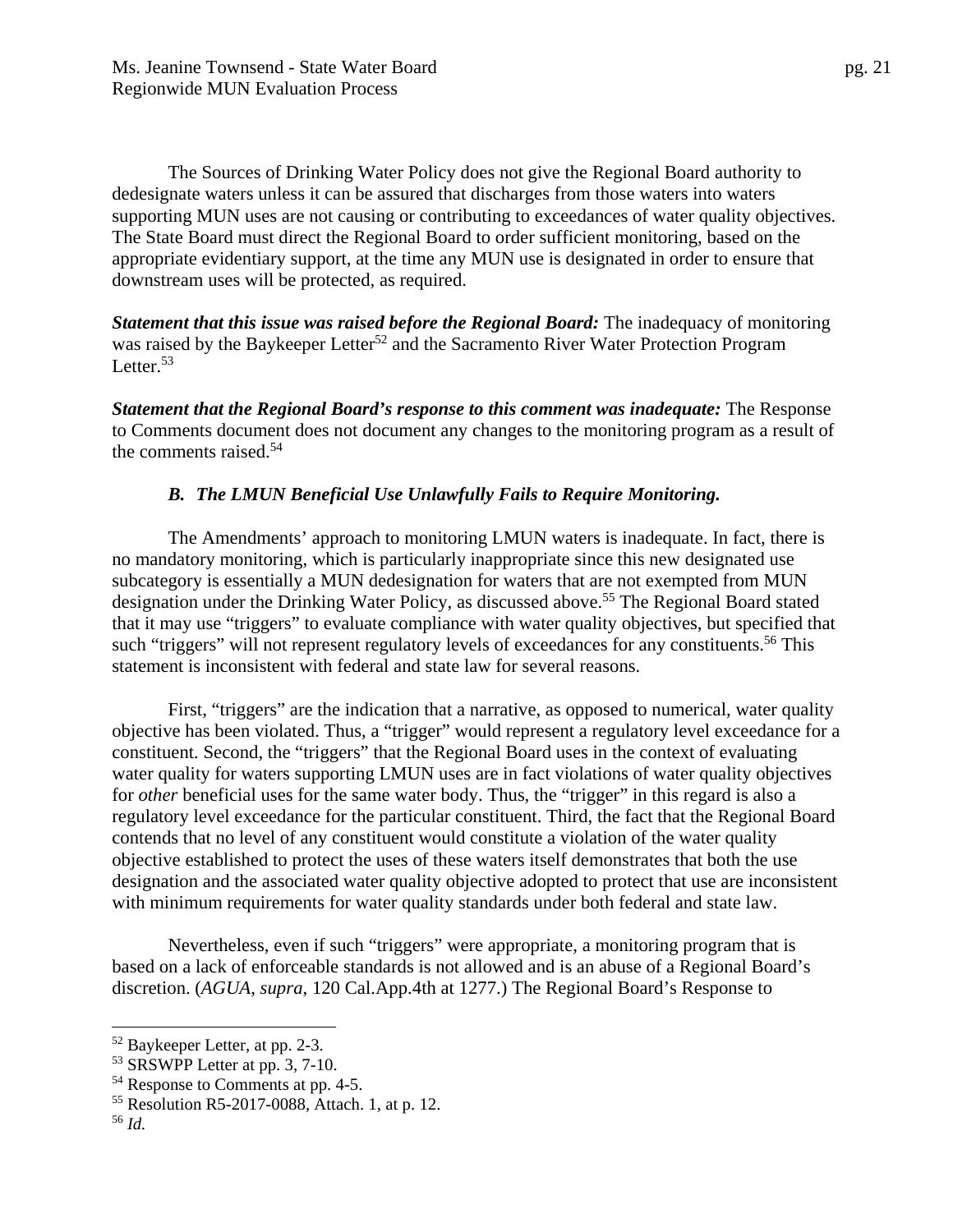The Sources of Drinking Water Policy does not give the Regional Board authority to dedesignate waters unless it can be assured that discharges from those waters into waters supporting MUN uses are not causing or contributing to exceedances of water quality objectives. The State Board must direct the Regional Board to order sufficient monitoring, based on the appropriate evidentiary support, at the time any MUN use is designated in order to ensure that downstream uses will be protected, as required.

***Statement that this issue was raised before the Regional Board:*** The inadequacy of monitoring was raised by the Baykeeper Letter[52] and the Sacramento River Water Protection Program Letter.[53]

***Statement that the Regional Board's response to this comment was inadequate:*** The Response to Comments document does not document any changes to the monitoring program as a result of the comments raised.[54]

### *B. The LMUN Beneficial Use Unlawfully Fails to Require Monitoring.*

The Amendments' approach to monitoring LMUN waters is inadequate. In fact, there is no mandatory monitoring, which is particularly inappropriate since this new designated use subcategory is essentially a MUN dedesignation for waters that are not exempted from MUN designation under the Drinking Water Policy, as discussed above.[55] The Regional Board stated that it may use "triggers" to evaluate compliance with water quality objectives, but specified that such "triggers" will not represent regulatory levels of exceedances for any constituents.[56] This statement is inconsistent with federal and state law for several reasons.

First, "triggers" are the indication that a narrative, as opposed to numerical, water quality objective has been violated. Thus, a "trigger" would represent a regulatory level exceedance for a constituent. Second, the "triggers" that the Regional Board uses in the context of evaluating water quality for waters supporting LMUN uses are in fact violations of water quality objectives for *other* beneficial uses for the same water body. Thus, the "trigger" in this regard is also a regulatory level exceedance for the particular constituent. Third, the fact that the Regional Board contends that no level of any constituent would constitute a violation of the water quality objective established to protect the uses of these waters itself demonstrates that both the use designation and the associated water quality objective adopted to protect that use are inconsistent with minimum requirements for water quality standards under both federal and state law.

Nevertheless, even if such "triggers" were appropriate, a monitoring program that is based on a lack of enforceable standards is not allowed and is an abuse of a Regional Board's discretion. (*AGUA*, *supra*, 120 Cal.App.4th at 1277.) The Regional Board's Response to

---

[52] Baykeeper Letter, at pp. 2-3.
[53] SRSWPP Letter at pp. 3, 7-10.
[54] Response to Comments at pp. 4-5.
[55] Resolution R5-2017-0088, Attach. 1, at p. 12.
[56] *Id.*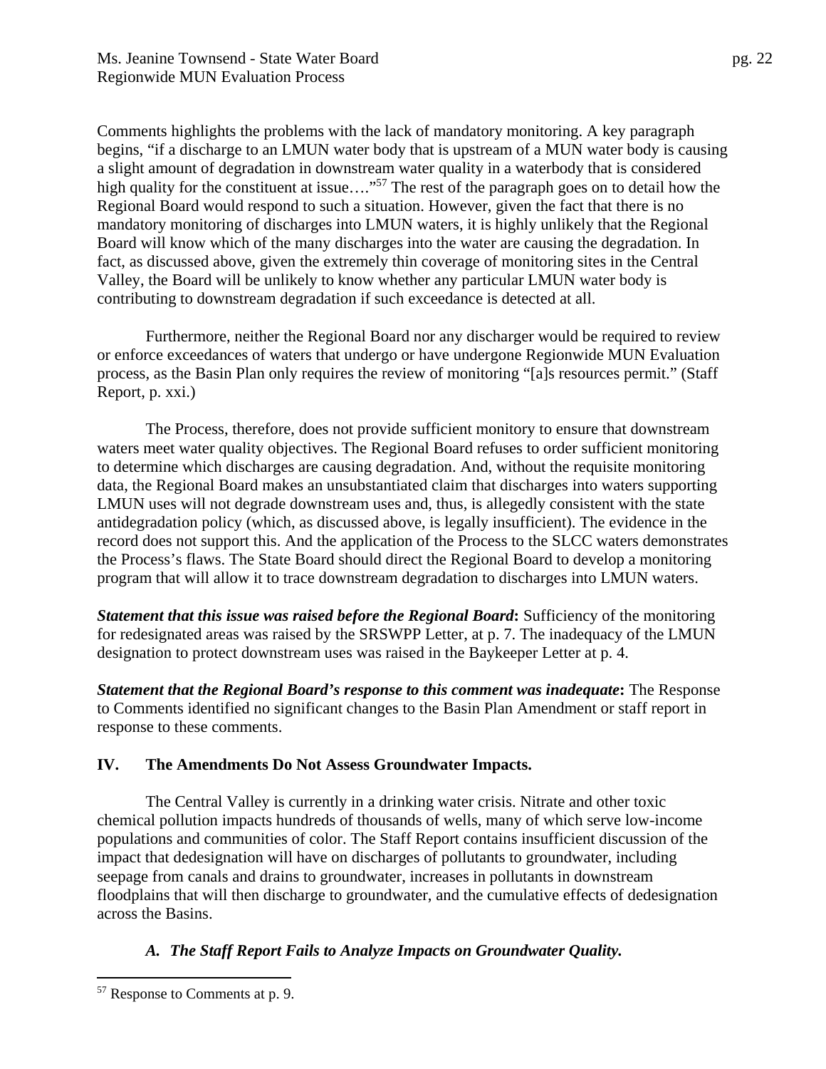Comments highlights the problems with the lack of mandatory monitoring. A key paragraph begins, "if a discharge to an LMUN water body that is upstream of a MUN water body is causing a slight amount of degradation in downstream water quality in a waterbody that is considered high quality for the constituent at issue…."[57] The rest of the paragraph goes on to detail how the Regional Board would respond to such a situation. However, given the fact that there is no mandatory monitoring of discharges into LMUN waters, it is highly unlikely that the Regional Board will know which of the many discharges into the water are causing the degradation. In fact, as discussed above, given the extremely thin coverage of monitoring sites in the Central Valley, the Board will be unlikely to know whether any particular LMUN water body is contributing to downstream degradation if such exceedance is detected at all.

Furthermore, neither the Regional Board nor any discharger would be required to review or enforce exceedances of waters that undergo or have undergone Regionwide MUN Evaluation process, as the Basin Plan only requires the review of monitoring "[a]s resources permit." (Staff Report, p. xxi.)

The Process, therefore, does not provide sufficient monitory to ensure that downstream waters meet water quality objectives. The Regional Board refuses to order sufficient monitoring to determine which discharges are causing degradation. And, without the requisite monitoring data, the Regional Board makes an unsubstantiated claim that discharges into waters supporting LMUN uses will not degrade downstream uses and, thus, is allegedly consistent with the state antidegradation policy (which, as discussed above, is legally insufficient). The evidence in the record does not support this. And the application of the Process to the SLCC waters demonstrates the Process's flaws. The State Board should direct the Regional Board to develop a monitoring program that will allow it to trace downstream degradation to discharges into LMUN waters.

***Statement that this issue was raised before the Regional Board*:** Sufficiency of the monitoring for redesignated areas was raised by the SRSWPP Letter, at p. 7. The inadequacy of the LMUN designation to protect downstream uses was raised in the Baykeeper Letter at p. 4.

***Statement that the Regional Board's response to this comment was inadequate*:** The Response to Comments identified no significant changes to the Basin Plan Amendment or staff report in response to these comments.

## IV. The Amendments Do Not Assess Groundwater Impacts.

The Central Valley is currently in a drinking water crisis. Nitrate and other toxic chemical pollution impacts hundreds of thousands of wells, many of which serve low-income populations and communities of color. The Staff Report contains insufficient discussion of the impact that dedesignation will have on discharges of pollutants to groundwater, including seepage from canals and drains to groundwater, increases in pollutants in downstream floodplains that will then discharge to groundwater, and the cumulative effects of dedesignation across the Basins.

### *A. The Staff Report Fails to Analyze Impacts on Groundwater Quality.*

[57] Response to Comments at p. 9.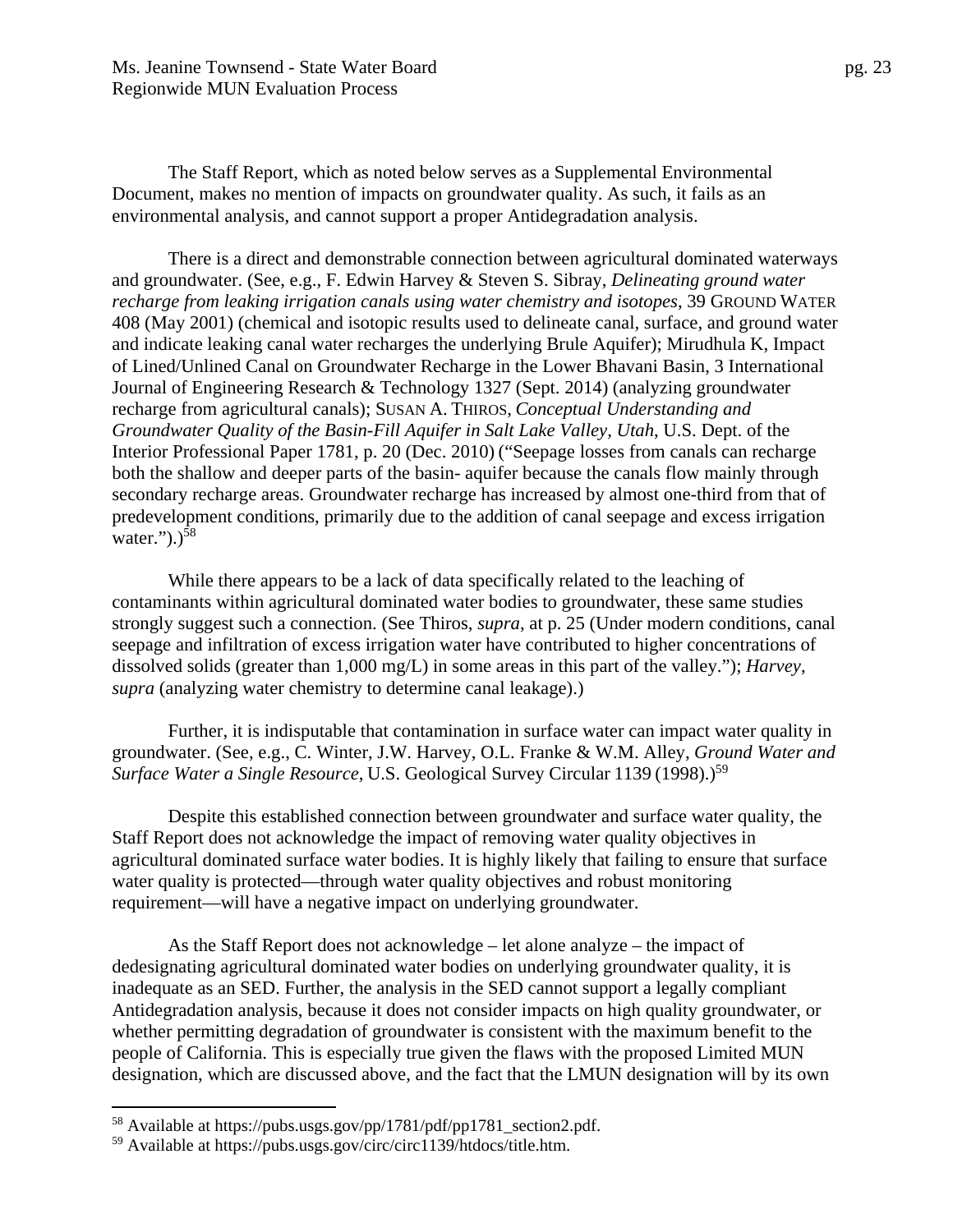The Staff Report, which as noted below serves as a Supplemental Environmental Document, makes no mention of impacts on groundwater quality. As such, it fails as an environmental analysis, and cannot support a proper Antidegradation analysis.

There is a direct and demonstrable connection between agricultural dominated waterways and groundwater. (See, e.g., F. Edwin Harvey & Steven S. Sibray, *Delineating ground water recharge from leaking irrigation canals using water chemistry and isotopes*, 39 GROUND WATER 408 (May 2001) (chemical and isotopic results used to delineate canal, surface, and ground water and indicate leaking canal water recharges the underlying Brule Aquifer); Mirudhula K, Impact of Lined/Unlined Canal on Groundwater Recharge in the Lower Bhavani Basin, 3 International Journal of Engineering Research & Technology 1327 (Sept. 2014) (analyzing groundwater recharge from agricultural canals); SUSAN A. THIROS, *Conceptual Understanding and Groundwater Quality of the Basin-Fill Aquifer in Salt Lake Valley, Utah*, U.S. Dept. of the Interior Professional Paper 1781, p. 20 (Dec. 2010) ("Seepage losses from canals can recharge both the shallow and deeper parts of the basin- aquifer because the canals flow mainly through secondary recharge areas. Groundwater recharge has increased by almost one-third from that of predevelopment conditions, primarily due to the addition of canal seepage and excess irrigation water.").)[58]

While there appears to be a lack of data specifically related to the leaching of contaminants within agricultural dominated water bodies to groundwater, these same studies strongly suggest such a connection. (See Thiros, *supra*, at p. 25 (Under modern conditions, canal seepage and infiltration of excess irrigation water have contributed to higher concentrations of dissolved solids (greater than 1,000 mg/L) in some areas in this part of the valley."); *Harvey*, *supra* (analyzing water chemistry to determine canal leakage).)

Further, it is indisputable that contamination in surface water can impact water quality in groundwater. (See, e.g., C. Winter, J.W. Harvey, O.L. Franke & W.M. Alley, *Ground Water and Surface Water a Single Resource*, U.S. Geological Survey Circular 1139 (1998).)[59]

Despite this established connection between groundwater and surface water quality, the Staff Report does not acknowledge the impact of removing water quality objectives in agricultural dominated surface water bodies. It is highly likely that failing to ensure that surface water quality is protected—through water quality objectives and robust monitoring requirement—will have a negative impact on underlying groundwater.

As the Staff Report does not acknowledge – let alone analyze – the impact of dedesignating agricultural dominated water bodies on underlying groundwater quality, it is inadequate as an SED. Further, the analysis in the SED cannot support a legally compliant Antidegradation analysis, because it does not consider impacts on high quality groundwater, or whether permitting degradation of groundwater is consistent with the maximum benefit to the people of California. This is especially true given the flaws with the proposed Limited MUN designation, which are discussed above, and the fact that the LMUN designation will by its own

---

[58] Available at https://pubs.usgs.gov/pp/1781/pdf/pp1781_section2.pdf.

[59] Available at https://pubs.usgs.gov/circ/circ1139/htdocs/title.htm.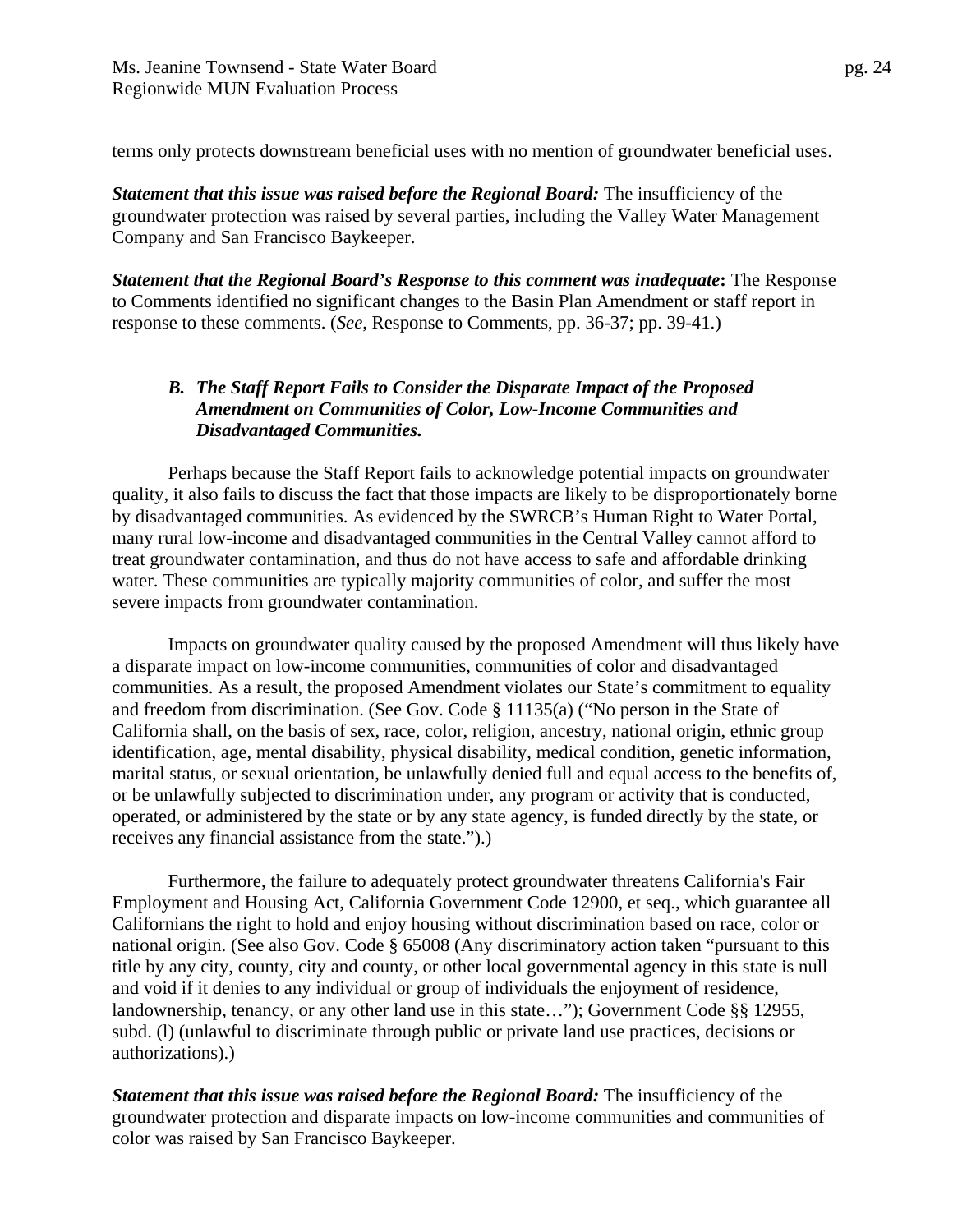terms only protects downstream beneficial uses with no mention of groundwater beneficial uses.

***Statement that this issue was raised before the Regional Board:*** The insufficiency of the groundwater protection was raised by several parties, including the Valley Water Management Company and San Francisco Baykeeper.

***Statement that the Regional Board's Response to this comment was inadequate*:** The Response to Comments identified no significant changes to the Basin Plan Amendment or staff report in response to these comments. (*See*, Response to Comments, pp. 36-37; pp. 39-41.)

### *B. The Staff Report Fails to Consider the Disparate Impact of the Proposed Amendment on Communities of Color, Low-Income Communities and Disadvantaged Communities.*

Perhaps because the Staff Report fails to acknowledge potential impacts on groundwater quality, it also fails to discuss the fact that those impacts are likely to be disproportionately borne by disadvantaged communities. As evidenced by the SWRCB's Human Right to Water Portal, many rural low-income and disadvantaged communities in the Central Valley cannot afford to treat groundwater contamination, and thus do not have access to safe and affordable drinking water. These communities are typically majority communities of color, and suffer the most severe impacts from groundwater contamination.

Impacts on groundwater quality caused by the proposed Amendment will thus likely have a disparate impact on low-income communities, communities of color and disadvantaged communities. As a result, the proposed Amendment violates our State's commitment to equality and freedom from discrimination. (See Gov. Code § 11135(a) ("No person in the State of California shall, on the basis of sex, race, color, religion, ancestry, national origin, ethnic group identification, age, mental disability, physical disability, medical condition, genetic information, marital status, or sexual orientation, be unlawfully denied full and equal access to the benefits of, or be unlawfully subjected to discrimination under, any program or activity that is conducted, operated, or administered by the state or by any state agency, is funded directly by the state, or receives any financial assistance from the state.").)

Furthermore, the failure to adequately protect groundwater threatens California's Fair Employment and Housing Act, California Government Code 12900, et seq., which guarantee all Californians the right to hold and enjoy housing without discrimination based on race, color or national origin. (See also Gov. Code § 65008 (Any discriminatory action taken "pursuant to this title by any city, county, city and county, or other local governmental agency in this state is null and void if it denies to any individual or group of individuals the enjoyment of residence, landownership, tenancy, or any other land use in this state…"); Government Code §§ 12955, subd. (l) (unlawful to discriminate through public or private land use practices, decisions or authorizations).)

***Statement that this issue was raised before the Regional Board:*** The insufficiency of the groundwater protection and disparate impacts on low-income communities and communities of color was raised by San Francisco Baykeeper.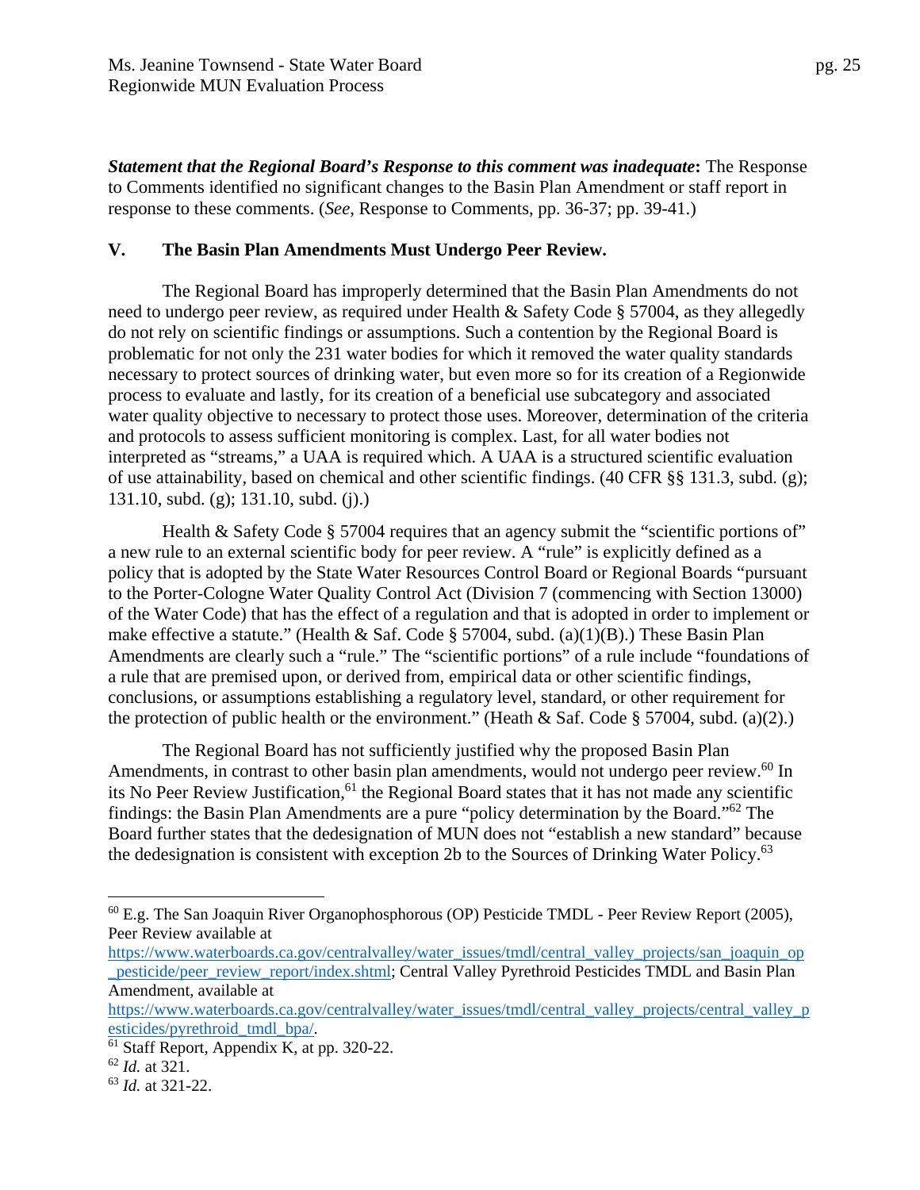***Statement that the Regional Board's Response to this comment was inadequate*:** The Response to Comments identified no significant changes to the Basin Plan Amendment or staff report in response to these comments. (*See*, Response to Comments, pp. 36-37; pp. 39-41.)

## V. The Basin Plan Amendments Must Undergo Peer Review.

The Regional Board has improperly determined that the Basin Plan Amendments do not need to undergo peer review, as required under Health & Safety Code § 57004, as they allegedly do not rely on scientific findings or assumptions. Such a contention by the Regional Board is problematic for not only the 231 water bodies for which it removed the water quality standards necessary to protect sources of drinking water, but even more so for its creation of a Regionwide process to evaluate and lastly, for its creation of a beneficial use subcategory and associated water quality objective to necessary to protect those uses. Moreover, determination of the criteria and protocols to assess sufficient monitoring is complex. Last, for all water bodies not interpreted as "streams," a UAA is required which. A UAA is a structured scientific evaluation of use attainability, based on chemical and other scientific findings. (40 CFR §§ 131.3, subd. (g); 131.10, subd. (g); 131.10, subd. (j).)

Health & Safety Code § 57004 requires that an agency submit the "scientific portions of" a new rule to an external scientific body for peer review. A "rule" is explicitly defined as a policy that is adopted by the State Water Resources Control Board or Regional Boards "pursuant to the Porter-Cologne Water Quality Control Act (Division 7 (commencing with Section 13000) of the Water Code) that has the effect of a regulation and that is adopted in order to implement or make effective a statute." (Health & Saf. Code § 57004, subd. (a)(1)(B).) These Basin Plan Amendments are clearly such a "rule." The "scientific portions" of a rule include "foundations of a rule that are premised upon, or derived from, empirical data or other scientific findings, conclusions, or assumptions establishing a regulatory level, standard, or other requirement for the protection of public health or the environment." (Heath & Saf. Code § 57004, subd. (a)(2).)

The Regional Board has not sufficiently justified why the proposed Basin Plan Amendments, in contrast to other basin plan amendments, would not undergo peer review.[60] In its No Peer Review Justification,[61] the Regional Board states that it has not made any scientific findings: the Basin Plan Amendments are a pure "policy determination by the Board."[62] The Board further states that the dedesignation of MUN does not "establish a new standard" because the dedesignation is consistent with exception 2b to the Sources of Drinking Water Policy.[63]

---

[60] E.g. The San Joaquin River Organophosphorous (OP) Pesticide TMDL - Peer Review Report (2005), Peer Review available at https://www.waterboards.ca.gov/centralvalley/water_issues/tmdl/central_valley_projects/san_joaquin_op_pesticide/peer_review_report/index.shtml; Central Valley Pyrethroid Pesticides TMDL and Basin Plan Amendment, available at https://www.waterboards.ca.gov/centralvalley/water_issues/tmdl/central_valley_projects/central_valley_pesticides/pyrethroid_tmdl_bpa/.

[61] Staff Report, Appendix K, at pp. 320-22.

[62] *Id.* at 321.

[63] *Id.* at 321-22.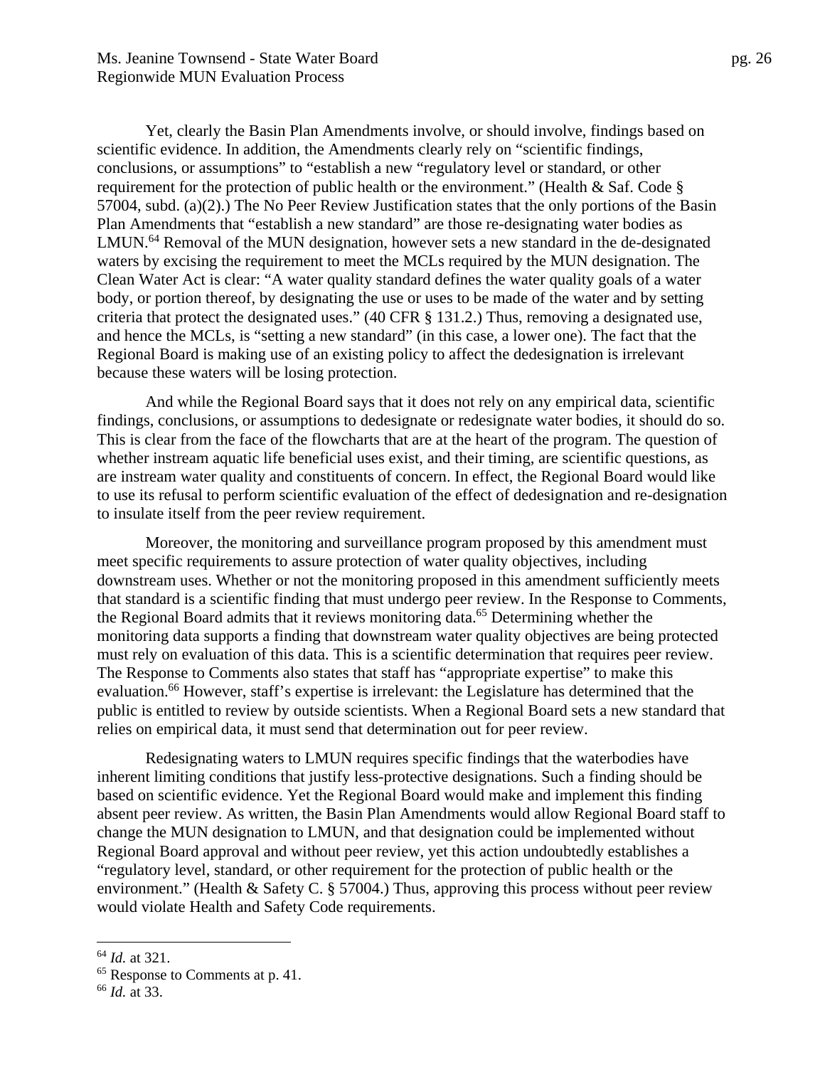Yet, clearly the Basin Plan Amendments involve, or should involve, findings based on scientific evidence. In addition, the Amendments clearly rely on "scientific findings, conclusions, or assumptions" to "establish a new "regulatory level or standard, or other requirement for the protection of public health or the environment." (Health & Saf. Code § 57004, subd. (a)(2).) The No Peer Review Justification states that the only portions of the Basin Plan Amendments that "establish a new standard" are those re-designating water bodies as LMUN.[64] Removal of the MUN designation, however sets a new standard in the de-designated waters by excising the requirement to meet the MCLs required by the MUN designation. The Clean Water Act is clear: "A water quality standard defines the water quality goals of a water body, or portion thereof, by designating the use or uses to be made of the water and by setting criteria that protect the designated uses." (40 CFR § 131.2.) Thus, removing a designated use, and hence the MCLs, is "setting a new standard" (in this case, a lower one). The fact that the Regional Board is making use of an existing policy to affect the dedesignation is irrelevant because these waters will be losing protection.

And while the Regional Board says that it does not rely on any empirical data, scientific findings, conclusions, or assumptions to dedesignate or redesignate water bodies, it should do so. This is clear from the face of the flowcharts that are at the heart of the program. The question of whether instream aquatic life beneficial uses exist, and their timing, are scientific questions, as are instream water quality and constituents of concern. In effect, the Regional Board would like to use its refusal to perform scientific evaluation of the effect of dedesignation and re-designation to insulate itself from the peer review requirement.

Moreover, the monitoring and surveillance program proposed by this amendment must meet specific requirements to assure protection of water quality objectives, including downstream uses. Whether or not the monitoring proposed in this amendment sufficiently meets that standard is a scientific finding that must undergo peer review. In the Response to Comments, the Regional Board admits that it reviews monitoring data.[65] Determining whether the monitoring data supports a finding that downstream water quality objectives are being protected must rely on evaluation of this data. This is a scientific determination that requires peer review. The Response to Comments also states that staff has "appropriate expertise" to make this evaluation.[66] However, staff's expertise is irrelevant: the Legislature has determined that the public is entitled to review by outside scientists. When a Regional Board sets a new standard that relies on empirical data, it must send that determination out for peer review.

Redesignating waters to LMUN requires specific findings that the waterbodies have inherent limiting conditions that justify less-protective designations. Such a finding should be based on scientific evidence. Yet the Regional Board would make and implement this finding absent peer review. As written, the Basin Plan Amendments would allow Regional Board staff to change the MUN designation to LMUN, and that designation could be implemented without Regional Board approval and without peer review, yet this action undoubtedly establishes a "regulatory level, standard, or other requirement for the protection of public health or the environment." (Health & Safety C. § 57004.) Thus, approving this process without peer review would violate Health and Safety Code requirements.

---

[64] *Id.* at 321.

[65] Response to Comments at p. 41.

[66] *Id.* at 33.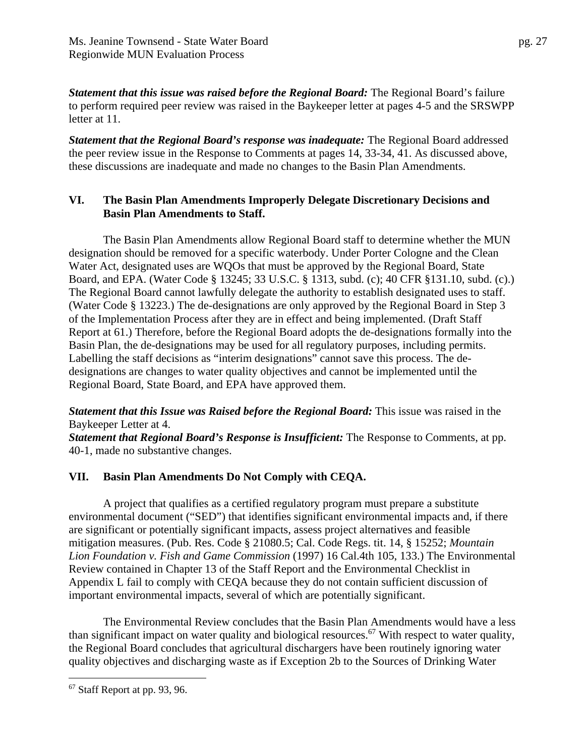***Statement that this issue was raised before the Regional Board:*** The Regional Board's failure to perform required peer review was raised in the Baykeeper letter at pages 4-5 and the SRSWPP letter at 11.

***Statement that the Regional Board's response was inadequate:*** The Regional Board addressed the peer review issue in the Response to Comments at pages 14, 33-34, 41. As discussed above, these discussions are inadequate and made no changes to the Basin Plan Amendments.

## VI. The Basin Plan Amendments Improperly Delegate Discretionary Decisions and Basin Plan Amendments to Staff.

The Basin Plan Amendments allow Regional Board staff to determine whether the MUN designation should be removed for a specific waterbody. Under Porter Cologne and the Clean Water Act, designated uses are WQOs that must be approved by the Regional Board, State Board, and EPA. (Water Code § 13245; 33 U.S.C. § 1313, subd. (c); 40 CFR §131.10, subd. (c).) The Regional Board cannot lawfully delegate the authority to establish designated uses to staff. (Water Code § 13223.) The de-designations are only approved by the Regional Board in Step 3 of the Implementation Process after they are in effect and being implemented. (Draft Staff Report at 61.) Therefore, before the Regional Board adopts the de-designations formally into the Basin Plan, the de-designations may be used for all regulatory purposes, including permits. Labelling the staff decisions as "interim designations" cannot save this process. The de-designations are changes to water quality objectives and cannot be implemented until the Regional Board, State Board, and EPA have approved them.

***Statement that this Issue was Raised before the Regional Board:*** This issue was raised in the Baykeeper Letter at 4.
***Statement that Regional Board's Response is Insufficient:*** The Response to Comments, at pp. 40-1, made no substantive changes.

## VII. Basin Plan Amendments Do Not Comply with CEQA.

A project that qualifies as a certified regulatory program must prepare a substitute environmental document ("SED") that identifies significant environmental impacts and, if there are significant or potentially significant impacts, assess project alternatives and feasible mitigation measures. (Pub. Res. Code § 21080.5; Cal. Code Regs. tit. 14, § 15252; *Mountain Lion Foundation v. Fish and Game Commission* (1997) 16 Cal.4th 105, 133.) The Environmental Review contained in Chapter 13 of the Staff Report and the Environmental Checklist in Appendix L fail to comply with CEQA because they do not contain sufficient discussion of important environmental impacts, several of which are potentially significant.

The Environmental Review concludes that the Basin Plan Amendments would have a less than significant impact on water quality and biological resources.[67] With respect to water quality, the Regional Board concludes that agricultural dischargers have been routinely ignoring water quality objectives and discharging waste as if Exception 2b to the Sources of Drinking Water

---

[67] Staff Report at pp. 93, 96.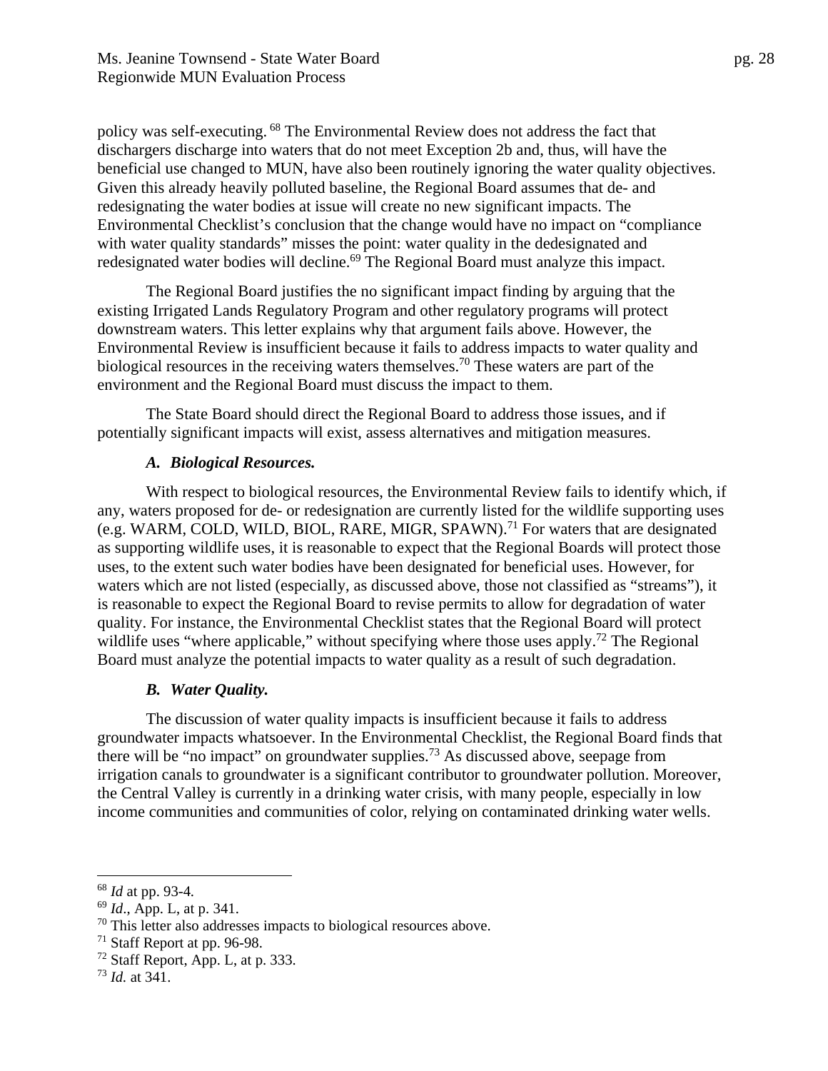policy was self-executing.[68] The Environmental Review does not address the fact that dischargers discharge into waters that do not meet Exception 2b and, thus, will have the beneficial use changed to MUN, have also been routinely ignoring the water quality objectives. Given this already heavily polluted baseline, the Regional Board assumes that de- and redesignating the water bodies at issue will create no new significant impacts. The Environmental Checklist's conclusion that the change would have no impact on "compliance with water quality standards" misses the point: water quality in the dedesignated and redesignated water bodies will decline.[69] The Regional Board must analyze this impact.

The Regional Board justifies the no significant impact finding by arguing that the existing Irrigated Lands Regulatory Program and other regulatory programs will protect downstream waters. This letter explains why that argument fails above. However, the Environmental Review is insufficient because it fails to address impacts to water quality and biological resources in the receiving waters themselves.[70] These waters are part of the environment and the Regional Board must discuss the impact to them.

The State Board should direct the Regional Board to address those issues, and if potentially significant impacts will exist, assess alternatives and mitigation measures.

### *A. Biological Resources.*

With respect to biological resources, the Environmental Review fails to identify which, if any, waters proposed for de- or redesignation are currently listed for the wildlife supporting uses (e.g. WARM, COLD, WILD, BIOL, RARE, MIGR, SPAWN).[71] For waters that are designated as supporting wildlife uses, it is reasonable to expect that the Regional Boards will protect those uses, to the extent such water bodies have been designated for beneficial uses. However, for waters which are not listed (especially, as discussed above, those not classified as "streams"), it is reasonable to expect the Regional Board to revise permits to allow for degradation of water quality. For instance, the Environmental Checklist states that the Regional Board will protect wildlife uses "where applicable," without specifying where those uses apply.[72] The Regional Board must analyze the potential impacts to water quality as a result of such degradation.

### *B. Water Quality.*

The discussion of water quality impacts is insufficient because it fails to address groundwater impacts whatsoever. In the Environmental Checklist, the Regional Board finds that there will be "no impact" on groundwater supplies.[73] As discussed above, seepage from irrigation canals to groundwater is a significant contributor to groundwater pollution. Moreover, the Central Valley is currently in a drinking water crisis, with many people, especially in low income communities and communities of color, relying on contaminated drinking water wells.

---

[68] *Id* at pp. 93-4.

[69] *Id*., App. L, at p. 341.

[70] This letter also addresses impacts to biological resources above.

[71] Staff Report at pp. 96-98.

[72] Staff Report, App. L, at p. 333.

[73] *Id.* at 341.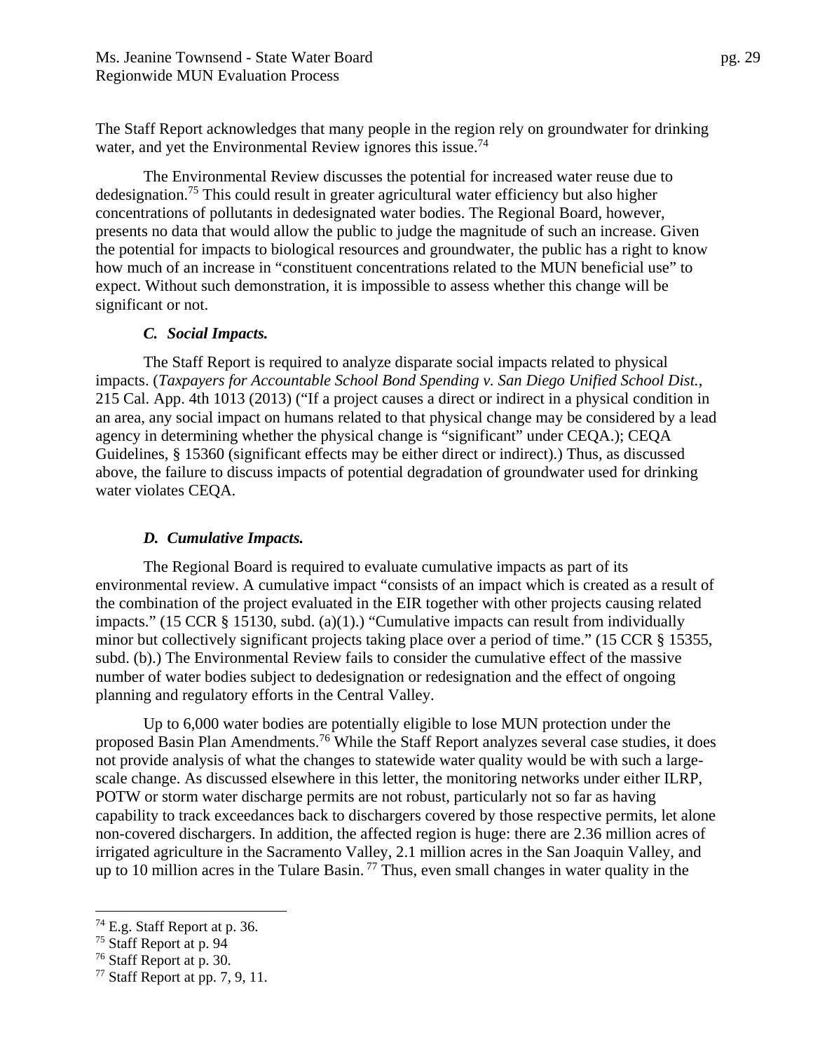The Staff Report acknowledges that many people in the region rely on groundwater for drinking water, and yet the Environmental Review ignores this issue.[74]

The Environmental Review discusses the potential for increased water reuse due to dedesignation.[75] This could result in greater agricultural water efficiency but also higher concentrations of pollutants in dedesignated water bodies. The Regional Board, however, presents no data that would allow the public to judge the magnitude of such an increase. Given the potential for impacts to biological resources and groundwater, the public has a right to know how much of an increase in "constituent concentrations related to the MUN beneficial use" to expect. Without such demonstration, it is impossible to assess whether this change will be significant or not.

### *C. Social Impacts.*

The Staff Report is required to analyze disparate social impacts related to physical impacts. (*Taxpayers for Accountable School Bond Spending v. San Diego Unified School Dist.*, 215 Cal. App. 4th 1013 (2013) ("If a project causes a direct or indirect in a physical condition in an area, any social impact on humans related to that physical change may be considered by a lead agency in determining whether the physical change is "significant" under CEQA.); CEQA Guidelines, § 15360 (significant effects may be either direct or indirect).) Thus, as discussed above, the failure to discuss impacts of potential degradation of groundwater used for drinking water violates CEQA.

### *D. Cumulative Impacts.*

The Regional Board is required to evaluate cumulative impacts as part of its environmental review. A cumulative impact "consists of an impact which is created as a result of the combination of the project evaluated in the EIR together with other projects causing related impacts." (15 CCR § 15130, subd. (a)(1).) "Cumulative impacts can result from individually minor but collectively significant projects taking place over a period of time." (15 CCR § 15355, subd. (b).) The Environmental Review fails to consider the cumulative effect of the massive number of water bodies subject to dedesignation or redesignation and the effect of ongoing planning and regulatory efforts in the Central Valley.

Up to 6,000 water bodies are potentially eligible to lose MUN protection under the proposed Basin Plan Amendments.[76] While the Staff Report analyzes several case studies, it does not provide analysis of what the changes to statewide water quality would be with such a large-scale change. As discussed elsewhere in this letter, the monitoring networks under either ILRP, POTW or storm water discharge permits are not robust, particularly not so far as having capability to track exceedances back to dischargers covered by those respective permits, let alone non-covered dischargers. In addition, the affected region is huge: there are 2.36 million acres of irrigated agriculture in the Sacramento Valley, 2.1 million acres in the San Joaquin Valley, and up to 10 million acres in the Tulare Basin.[77] Thus, even small changes in water quality in the

---

[74] E.g. Staff Report at p. 36.

[75] Staff Report at p. 94

[76] Staff Report at p. 30.

[77] Staff Report at pp. 7, 9, 11.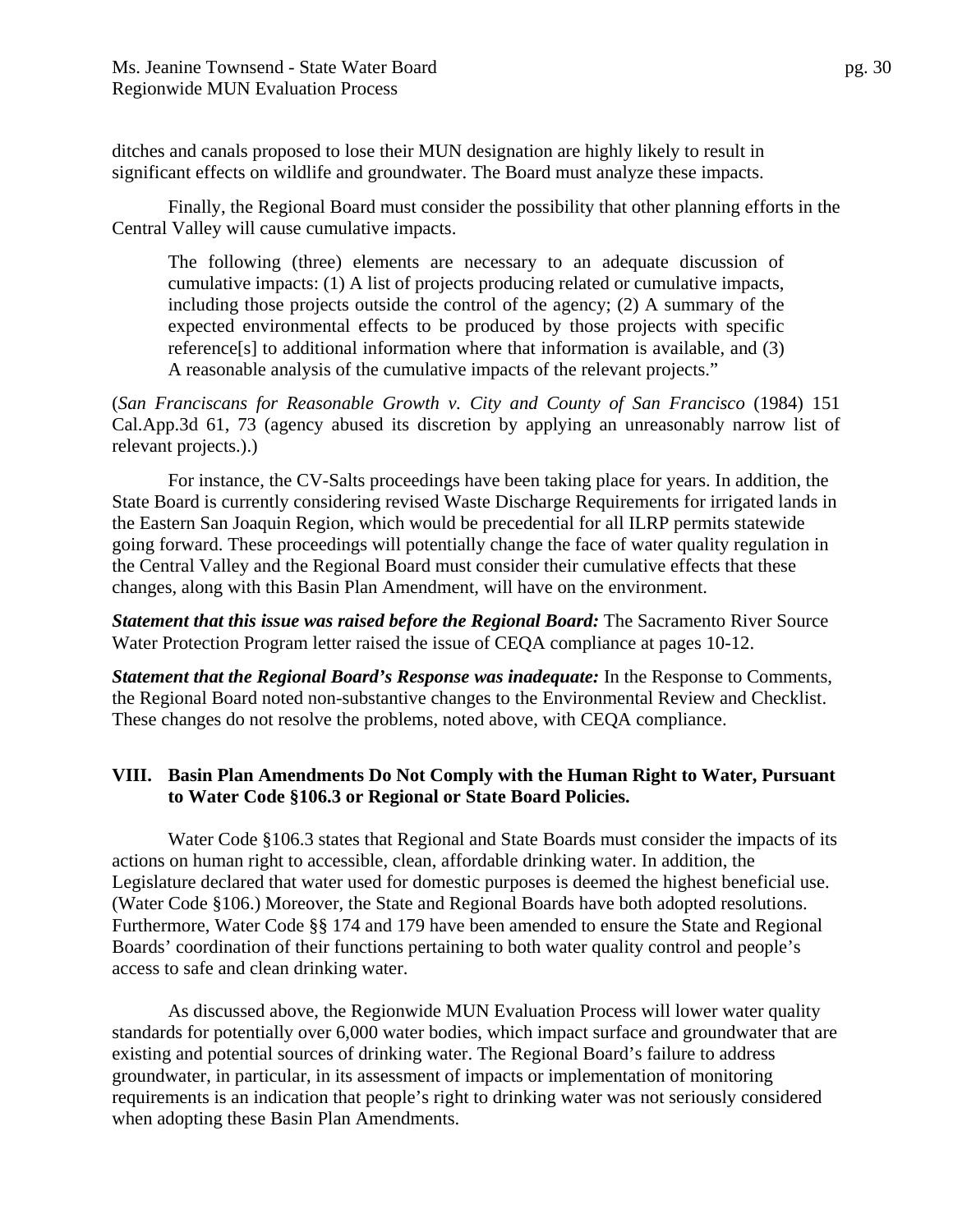ditches and canals proposed to lose their MUN designation are highly likely to result in significant effects on wildlife and groundwater. The Board must analyze these impacts.

Finally, the Regional Board must consider the possibility that other planning efforts in the Central Valley will cause cumulative impacts.

> The following (three) elements are necessary to an adequate discussion of cumulative impacts: (1) A list of projects producing related or cumulative impacts, including those projects outside the control of the agency; (2) A summary of the expected environmental effects to be produced by those projects with specific reference[s] to additional information where that information is available, and (3) A reasonable analysis of the cumulative impacts of the relevant projects."

(*San Franciscans for Reasonable Growth v. City and County of San Francisco* (1984) 151 Cal.App.3d 61, 73 (agency abused its discretion by applying an unreasonably narrow list of relevant projects.).)

For instance, the CV-Salts proceedings have been taking place for years. In addition, the State Board is currently considering revised Waste Discharge Requirements for irrigated lands in the Eastern San Joaquin Region, which would be precedential for all ILRP permits statewide going forward. These proceedings will potentially change the face of water quality regulation in the Central Valley and the Regional Board must consider their cumulative effects that these changes, along with this Basin Plan Amendment, will have on the environment.

***Statement that this issue was raised before the Regional Board:*** The Sacramento River Source Water Protection Program letter raised the issue of CEQA compliance at pages 10-12.

***Statement that the Regional Board's Response was inadequate:*** In the Response to Comments, the Regional Board noted non-substantive changes to the Environmental Review and Checklist. These changes do not resolve the problems, noted above, with CEQA compliance.

## VIII. Basin Plan Amendments Do Not Comply with the Human Right to Water, Pursuant to Water Code §106.3 or Regional or State Board Policies.

Water Code §106.3 states that Regional and State Boards must consider the impacts of its actions on human right to accessible, clean, affordable drinking water. In addition, the Legislature declared that water used for domestic purposes is deemed the highest beneficial use. (Water Code §106.) Moreover, the State and Regional Boards have both adopted resolutions. Furthermore, Water Code §§ 174 and 179 have been amended to ensure the State and Regional Boards' coordination of their functions pertaining to both water quality control and people's access to safe and clean drinking water.

As discussed above, the Regionwide MUN Evaluation Process will lower water quality standards for potentially over 6,000 water bodies, which impact surface and groundwater that are existing and potential sources of drinking water. The Regional Board's failure to address groundwater, in particular, in its assessment of impacts or implementation of monitoring requirements is an indication that people's right to drinking water was not seriously considered when adopting these Basin Plan Amendments.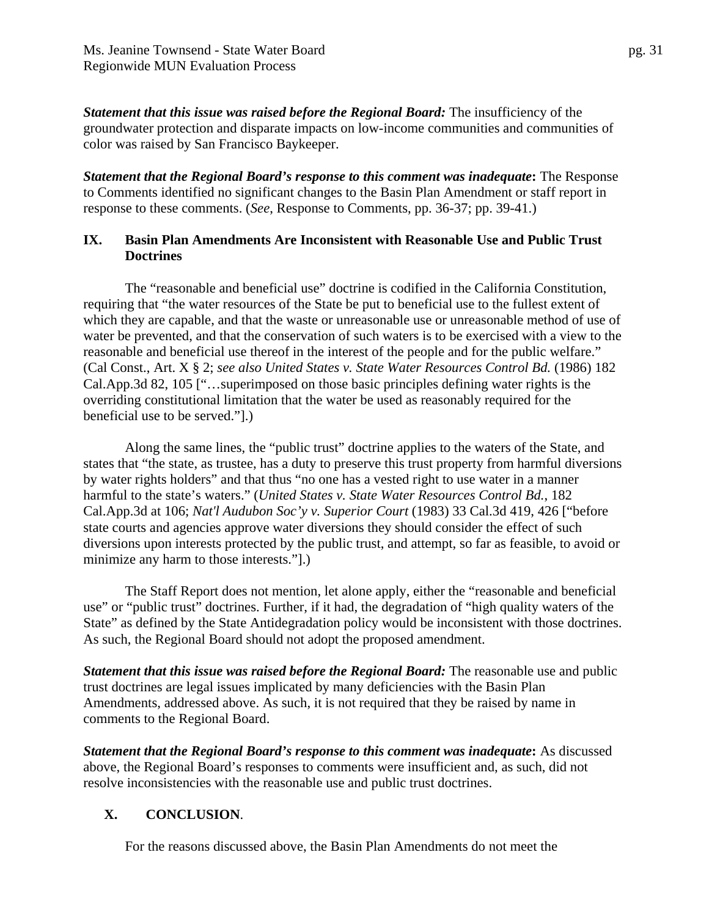***Statement that this issue was raised before the Regional Board:*** The insufficiency of the groundwater protection and disparate impacts on low-income communities and communities of color was raised by San Francisco Baykeeper.

***Statement that the Regional Board's response to this comment was inadequate*:** The Response to Comments identified no significant changes to the Basin Plan Amendment or staff report in response to these comments. (*See*, Response to Comments, pp. 36-37; pp. 39-41.)

## IX. Basin Plan Amendments Are Inconsistent with Reasonable Use and Public Trust Doctrines

The "reasonable and beneficial use" doctrine is codified in the California Constitution, requiring that "the water resources of the State be put to beneficial use to the fullest extent of which they are capable, and that the waste or unreasonable use or unreasonable method of use of water be prevented, and that the conservation of such waters is to be exercised with a view to the reasonable and beneficial use thereof in the interest of the people and for the public welfare." (Cal Const., Art. X § 2; *see also United States v. State Water Resources Control Bd.* (1986) 182 Cal.App.3d 82, 105 ["…superimposed on those basic principles defining water rights is the overriding constitutional limitation that the water be used as reasonably required for the beneficial use to be served."].)

Along the same lines, the "public trust" doctrine applies to the waters of the State, and states that "the state, as trustee, has a duty to preserve this trust property from harmful diversions by water rights holders" and that thus "no one has a vested right to use water in a manner harmful to the state's waters." (*United States v. State Water Resources Control Bd.*, 182 Cal.App.3d at 106; *Nat'l Audubon Soc'y v. Superior Court* (1983) 33 Cal.3d 419, 426 ["before state courts and agencies approve water diversions they should consider the effect of such diversions upon interests protected by the public trust, and attempt, so far as feasible, to avoid or minimize any harm to those interests."].)

The Staff Report does not mention, let alone apply, either the "reasonable and beneficial use" or "public trust" doctrines. Further, if it had, the degradation of "high quality waters of the State" as defined by the State Antidegradation policy would be inconsistent with those doctrines. As such, the Regional Board should not adopt the proposed amendment.

***Statement that this issue was raised before the Regional Board:*** The reasonable use and public trust doctrines are legal issues implicated by many deficiencies with the Basin Plan Amendments, addressed above. As such, it is not required that they be raised by name in comments to the Regional Board.

***Statement that the Regional Board's response to this comment was inadequate*:** As discussed above, the Regional Board's responses to comments were insufficient and, as such, did not resolve inconsistencies with the reasonable use and public trust doctrines.

## X. CONCLUSION.

For the reasons discussed above, the Basin Plan Amendments do not meet the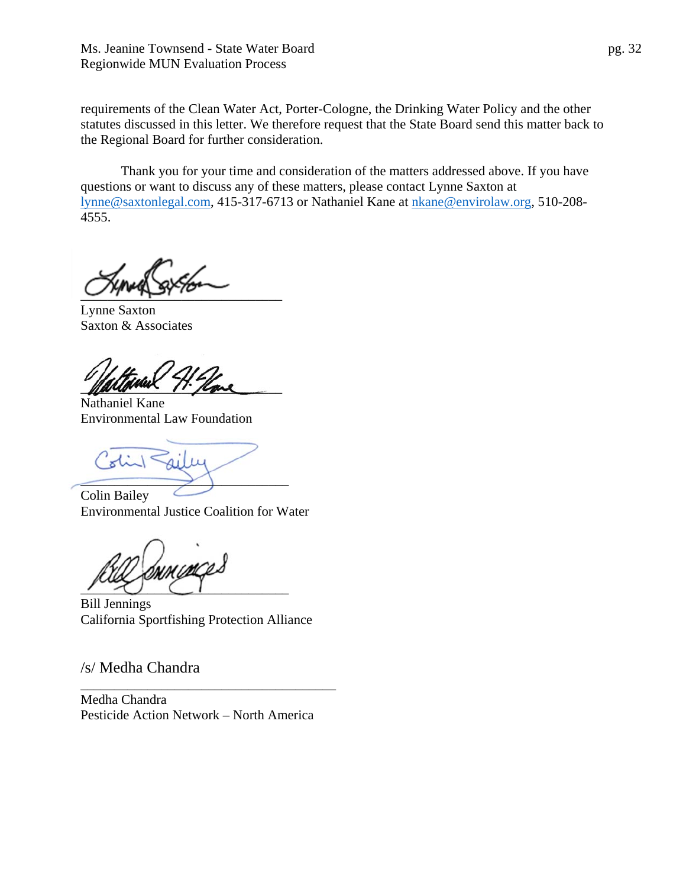requirements of the Clean Water Act, Porter-Cologne, the Drinking Water Policy and the other statutes discussed in this letter. We therefore request that the State Board send this matter back to the Regional Board for further consideration.

Thank you for your time and consideration of the matters addressed above. If you have questions or want to discuss any of these matters, please contact Lynne Saxton at lynne@saxtonlegal.com, 415-317-6713 or Nathaniel Kane at nkane@envirolaw.org, 510-208-4555.

______________________________
Lynne Saxton
Saxton & Associates

______________________________
Nathaniel Kane
Environmental Law Foundation

______________________________
Colin Bailey
Environmental Justice Coalition for Water

______________________________
Bill Jennings
California Sportfishing Protection Alliance

/s/ Medha Chandra
______________________________
Medha Chandra
Pesticide Action Network – North America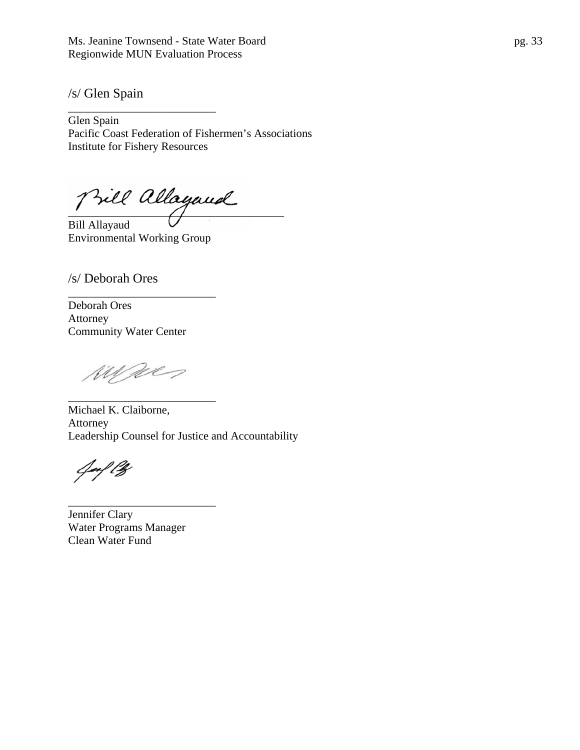/s/ Glen Spain

\_\_\_\_\_\_\_\_\_\_\_\_\_\_\_\_\_\_\_\_\_\_\_\_\_\_

Glen Spain
Pacific Coast Federation of Fishermen's Associations
Institute for Fishery Resources

\_\_\_\_\_\_\_\_\_\_\_\_\_\_\_\_\_\_\_\_\_\_\_\_\_\_

Bill Allayaud
Environmental Working Group

/s/ Deborah Ores

\_\_\_\_\_\_\_\_\_\_\_\_\_\_\_\_\_\_\_\_\_\_\_\_\_\_

Deborah Ores
Attorney
Community Water Center

\_\_\_\_\_\_\_\_\_\_\_\_\_\_\_\_\_\_\_\_\_\_\_\_\_\_

Michael K. Claiborne,
Attorney
Leadership Counsel for Justice and Accountability

\_\_\_\_\_\_\_\_\_\_\_\_\_\_\_\_\_\_\_\_\_\_\_\_\_\_

Jennifer Clary
Water Programs Manager
Clean Water Fund